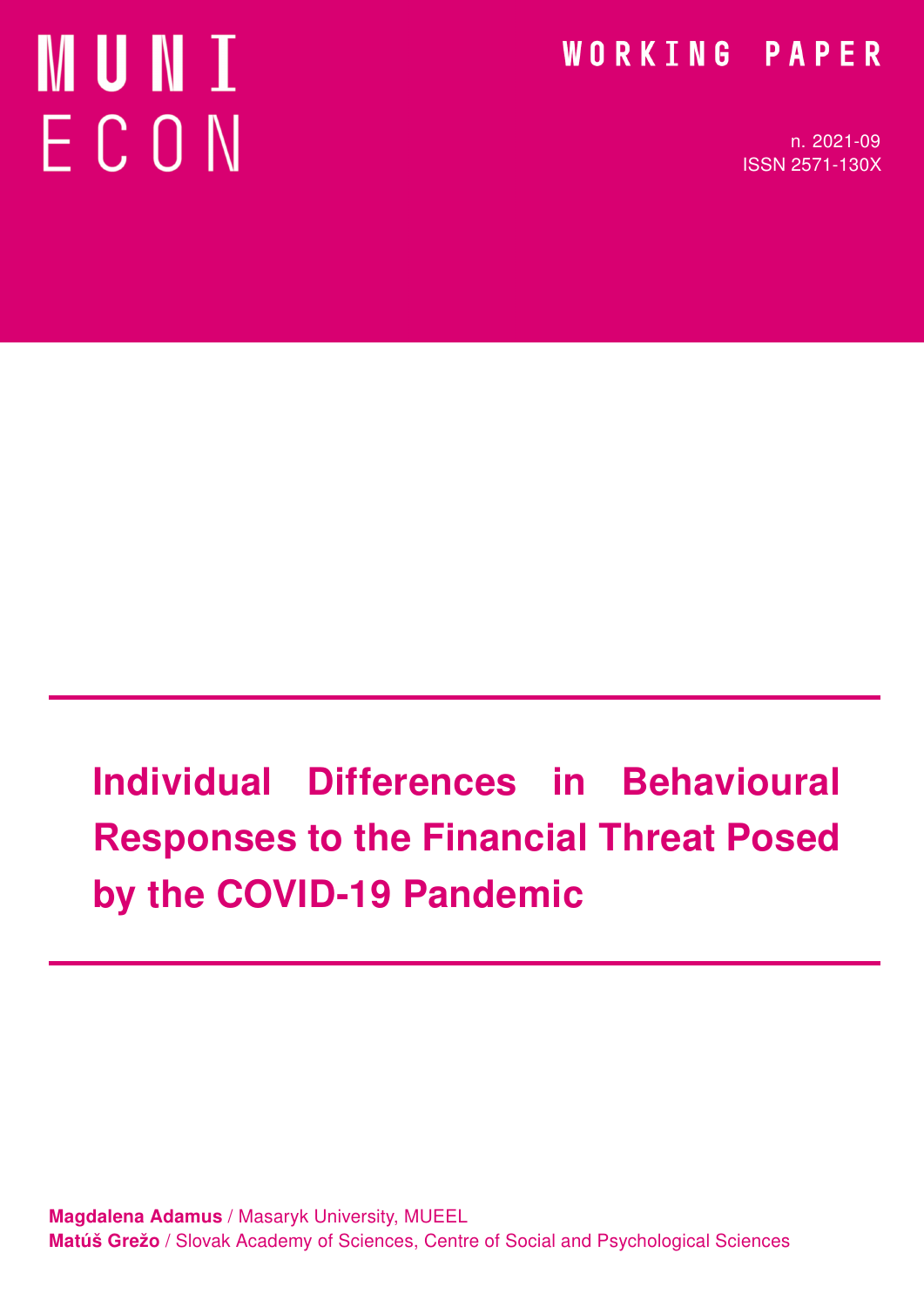MUNI ECON

WORKING PAPER

n. 2021-09
ISSN 2571-130X

# Individual Differences in Behavioural Responses to the Financial Threat Posed by the COVID-19 Pandemic

**Magdalena Adamus** / Masaryk University, MUEEL
**Matúš Grežo** / Slovak Academy of Sciences, Centre of Social and Psychological Sciences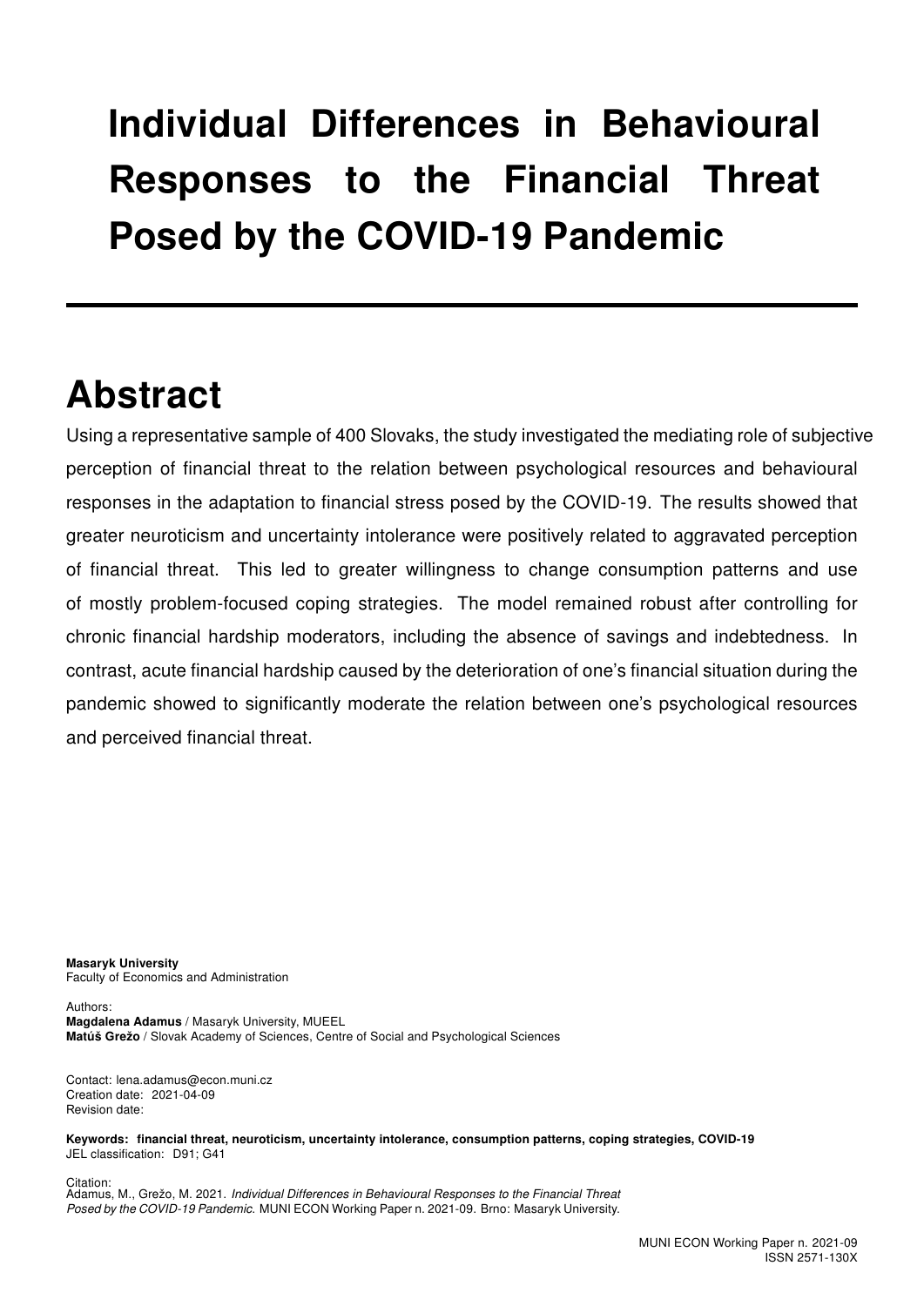# Individual Differences in Behavioural Responses to the Financial Threat Posed by the COVID-19 Pandemic

## Abstract

Using a representative sample of 400 Slovaks, the study investigated the mediating role of subjective perception of financial threat to the relation between psychological resources and behavioural responses in the adaptation to financial stress posed by the COVID-19. The results showed that greater neuroticism and uncertainty intolerance were positively related to aggravated perception of financial threat. This led to greater willingness to change consumption patterns and use of mostly problem-focused coping strategies. The model remained robust after controlling for chronic financial hardship moderators, including the absence of savings and indebtedness. In contrast, acute financial hardship caused by the deterioration of one's financial situation during the pandemic showed to significantly moderate the relation between one's psychological resources and perceived financial threat.

**Masaryk University**
Faculty of Economics and Administration

Authors:
**Magdalena Adamus** / Masaryk University, MUEEL
**Matúš Grežo** / Slovak Academy of Sciences, Centre of Social and Psychological Sciences

Contact: lena.adamus@econ.muni.cz
Creation date: 2021-04-09
Revision date:

**Keywords: financial threat, neuroticism, uncertainty intolerance, consumption patterns, coping strategies, COVID-19**
JEL classification: D91; G41

Citation:
Adamus, M., Grežo, M. 2021. *Individual Differences in Behavioural Responses to the Financial Threat Posed by the COVID-19 Pandemic.* MUNI ECON Working Paper n. 2021-09. Brno: Masaryk University.

MUNI ECON Working Paper n. 2021-09
ISSN 2571-130X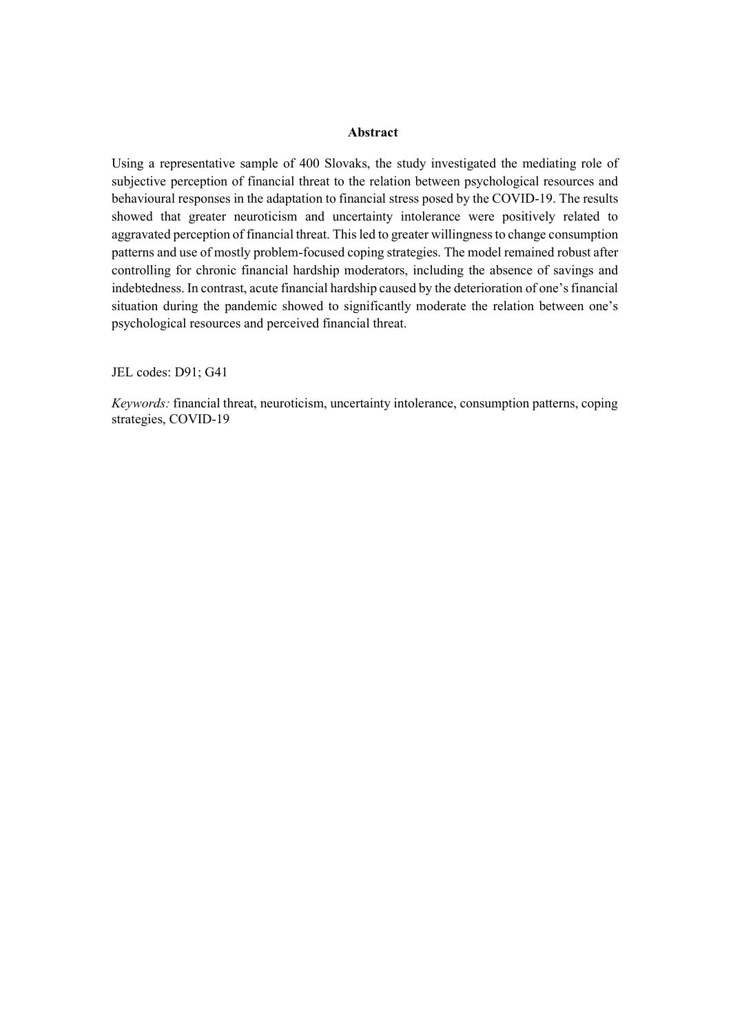## Abstract

Using a representative sample of 400 Slovaks, the study investigated the mediating role of subjective perception of financial threat to the relation between psychological resources and behavioural responses in the adaptation to financial stress posed by the COVID-19. The results showed that greater neuroticism and uncertainty intolerance were positively related to aggravated perception of financial threat. This led to greater willingness to change consumption patterns and use of mostly problem-focused coping strategies. The model remained robust after controlling for chronic financial hardship moderators, including the absence of savings and indebtedness. In contrast, acute financial hardship caused by the deterioration of one's financial situation during the pandemic showed to significantly moderate the relation between one's psychological resources and perceived financial threat.

JEL codes: D91; G41

*Keywords:* financial threat, neuroticism, uncertainty intolerance, consumption patterns, coping strategies, COVID-19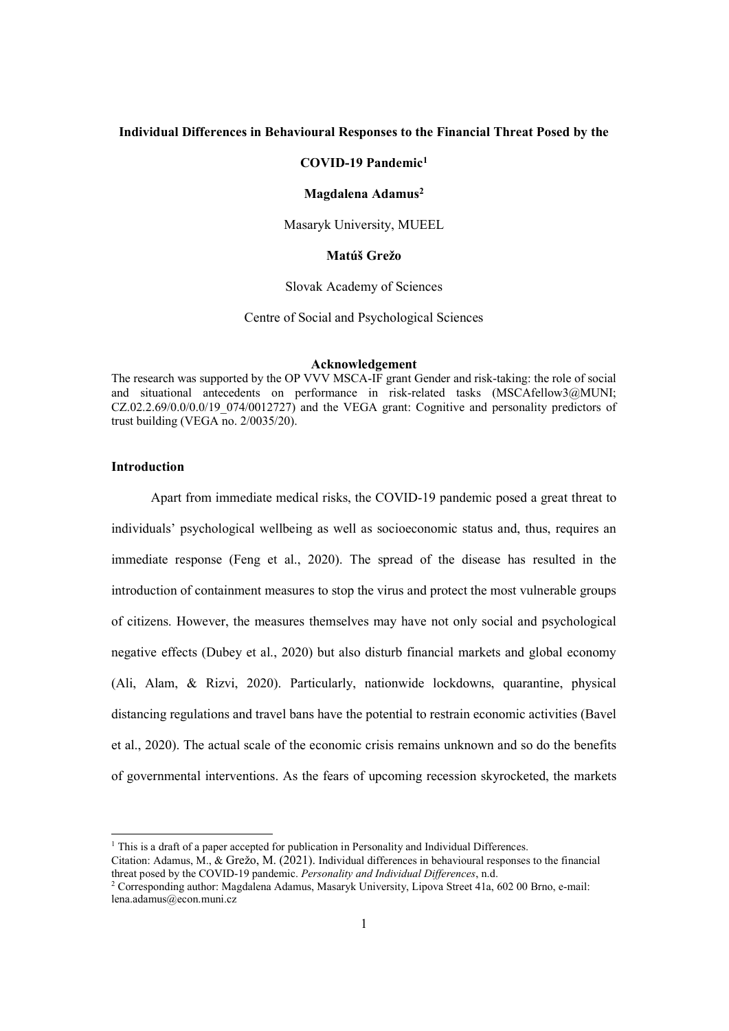**Individual Differences in Behavioural Responses to the Financial Threat Posed by the COVID-19 Pandemic[1]**

**Magdalena Adamus[2]**

Masaryk University, MUEEL

**Matúš Grežo**

Slovak Academy of Sciences

Centre of Social and Psychological Sciences

**Acknowledgement**

The research was supported by the OP VVV MSCA-IF grant Gender and risk-taking: the role of social and situational antecedents on performance in risk-related tasks (MSCAfellow3@MUNI; CZ.02.2.69/0.0/0.0/19_074/0012727) and the VEGA grant: Cognitive and personality predictors of trust building (VEGA no. 2/0035/20).

## Introduction

Apart from immediate medical risks, the COVID-19 pandemic posed a great threat to individuals' psychological wellbeing as well as socioeconomic status and, thus, requires an immediate response (Feng et al., 2020). The spread of the disease has resulted in the introduction of containment measures to stop the virus and protect the most vulnerable groups of citizens. However, the measures themselves may have not only social and psychological negative effects (Dubey et al., 2020) but also disturb financial markets and global economy (Ali, Alam, & Rizvi, 2020). Particularly, nationwide lockdowns, quarantine, physical distancing regulations and travel bans have the potential to restrain economic activities (Bavel et al., 2020). The actual scale of the economic crisis remains unknown and so do the benefits of governmental interventions. As the fears of upcoming recession skyrocketed, the markets

[1] This is a draft of a paper accepted for publication in Personality and Individual Differences.
Citation: Adamus, M., & Grežo, M. (2021). Individual differences in behavioural responses to the financial threat posed by the COVID-19 pandemic. *Personality and Individual Differences*, n.d.

[2] Corresponding author: Magdalena Adamus, Masaryk University, Lipova Street 41a, 602 00 Brno, e-mail: lena.adamus@econ.muni.cz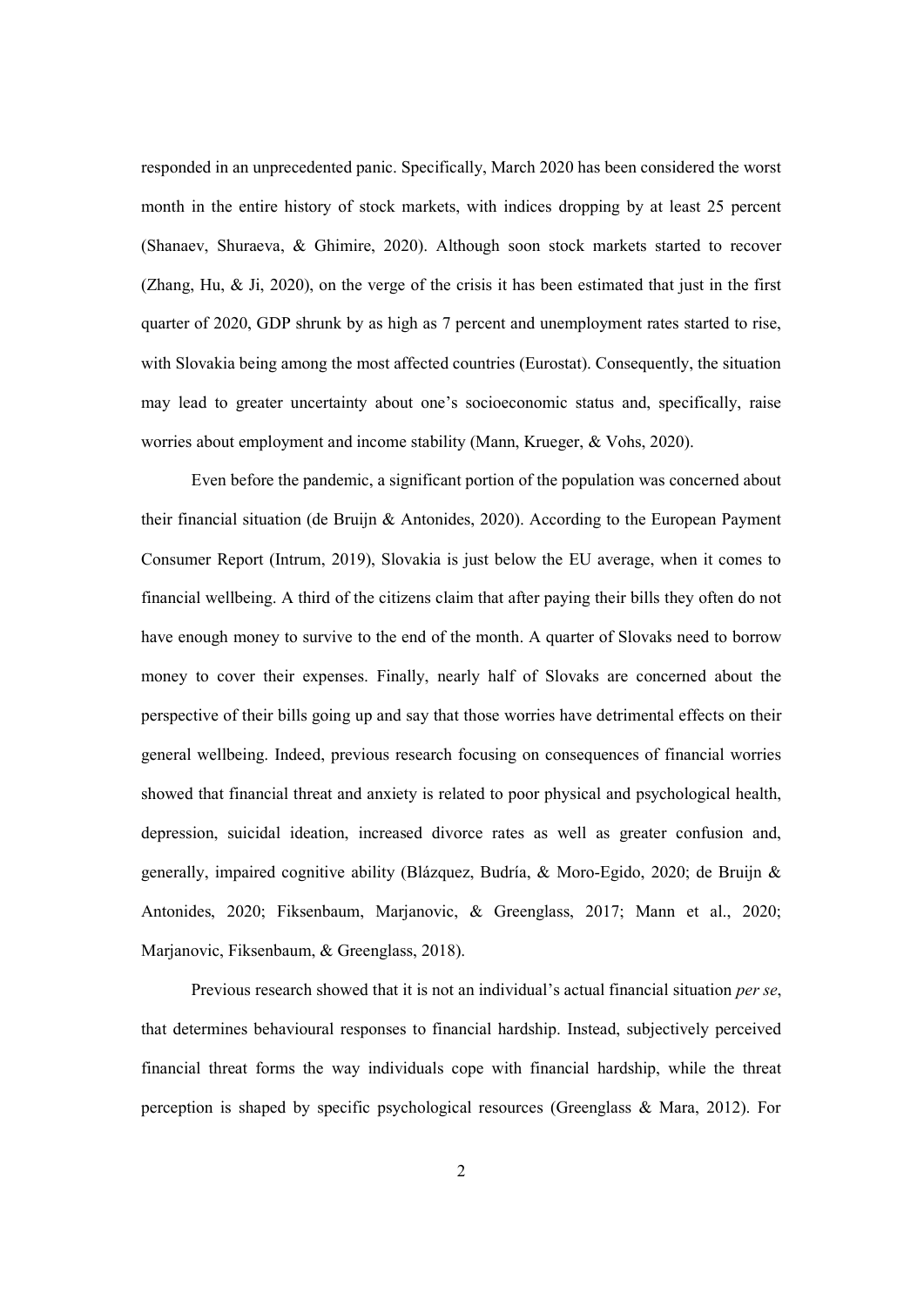responded in an unprecedented panic. Specifically, March 2020 has been considered the worst month in the entire history of stock markets, with indices dropping by at least 25 percent (Shanaev, Shuraeva, & Ghimire, 2020). Although soon stock markets started to recover (Zhang, Hu, & Ji, 2020), on the verge of the crisis it has been estimated that just in the first quarter of 2020, GDP shrunk by as high as 7 percent and unemployment rates started to rise, with Slovakia being among the most affected countries (Eurostat). Consequently, the situation may lead to greater uncertainty about one's socioeconomic status and, specifically, raise worries about employment and income stability (Mann, Krueger, & Vohs, 2020).

Even before the pandemic, a significant portion of the population was concerned about their financial situation (de Bruijn & Antonides, 2020). According to the European Payment Consumer Report (Intrum, 2019), Slovakia is just below the EU average, when it comes to financial wellbeing. A third of the citizens claim that after paying their bills they often do not have enough money to survive to the end of the month. A quarter of Slovaks need to borrow money to cover their expenses. Finally, nearly half of Slovaks are concerned about the perspective of their bills going up and say that those worries have detrimental effects on their general wellbeing. Indeed, previous research focusing on consequences of financial worries showed that financial threat and anxiety is related to poor physical and psychological health, depression, suicidal ideation, increased divorce rates as well as greater confusion and, generally, impaired cognitive ability (Blázquez, Budría, & Moro-Egido, 2020; de Bruijn & Antonides, 2020; Fiksenbaum, Marjanovic, & Greenglass, 2017; Mann et al., 2020; Marjanovic, Fiksenbaum, & Greenglass, 2018).

Previous research showed that it is not an individual's actual financial situation *per se*, that determines behavioural responses to financial hardship. Instead, subjectively perceived financial threat forms the way individuals cope with financial hardship, while the threat perception is shaped by specific psychological resources (Greenglass & Mara, 2012). For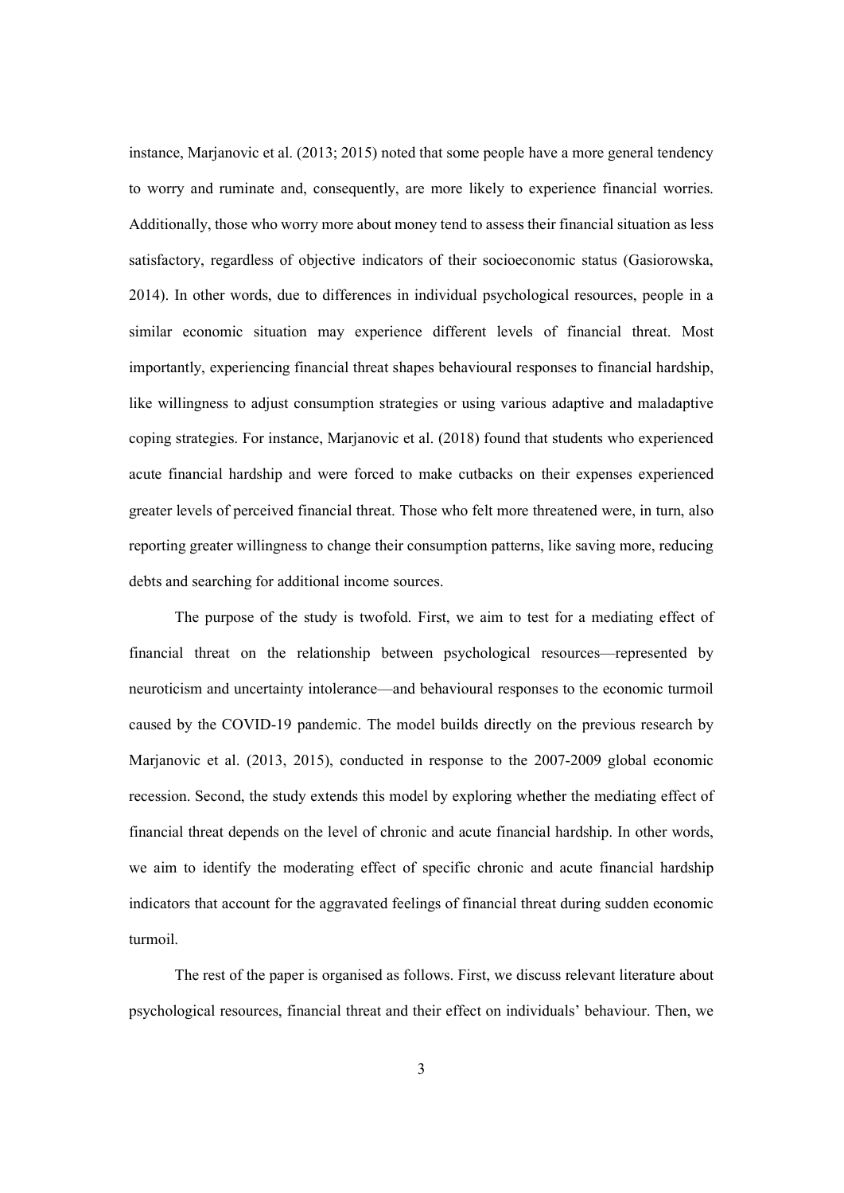instance, Marjanovic et al. (2013; 2015) noted that some people have a more general tendency to worry and ruminate and, consequently, are more likely to experience financial worries. Additionally, those who worry more about money tend to assess their financial situation as less satisfactory, regardless of objective indicators of their socioeconomic status (Gasiorowska, 2014). In other words, due to differences in individual psychological resources, people in a similar economic situation may experience different levels of financial threat. Most importantly, experiencing financial threat shapes behavioural responses to financial hardship, like willingness to adjust consumption strategies or using various adaptive and maladaptive coping strategies. For instance, Marjanovic et al. (2018) found that students who experienced acute financial hardship and were forced to make cutbacks on their expenses experienced greater levels of perceived financial threat. Those who felt more threatened were, in turn, also reporting greater willingness to change their consumption patterns, like saving more, reducing debts and searching for additional income sources.

The purpose of the study is twofold. First, we aim to test for a mediating effect of financial threat on the relationship between psychological resources—represented by neuroticism and uncertainty intolerance—and behavioural responses to the economic turmoil caused by the COVID-19 pandemic. The model builds directly on the previous research by Marjanovic et al. (2013, 2015), conducted in response to the 2007-2009 global economic recession. Second, the study extends this model by exploring whether the mediating effect of financial threat depends on the level of chronic and acute financial hardship. In other words, we aim to identify the moderating effect of specific chronic and acute financial hardship indicators that account for the aggravated feelings of financial threat during sudden economic turmoil.

The rest of the paper is organised as follows. First, we discuss relevant literature about psychological resources, financial threat and their effect on individuals' behaviour. Then, we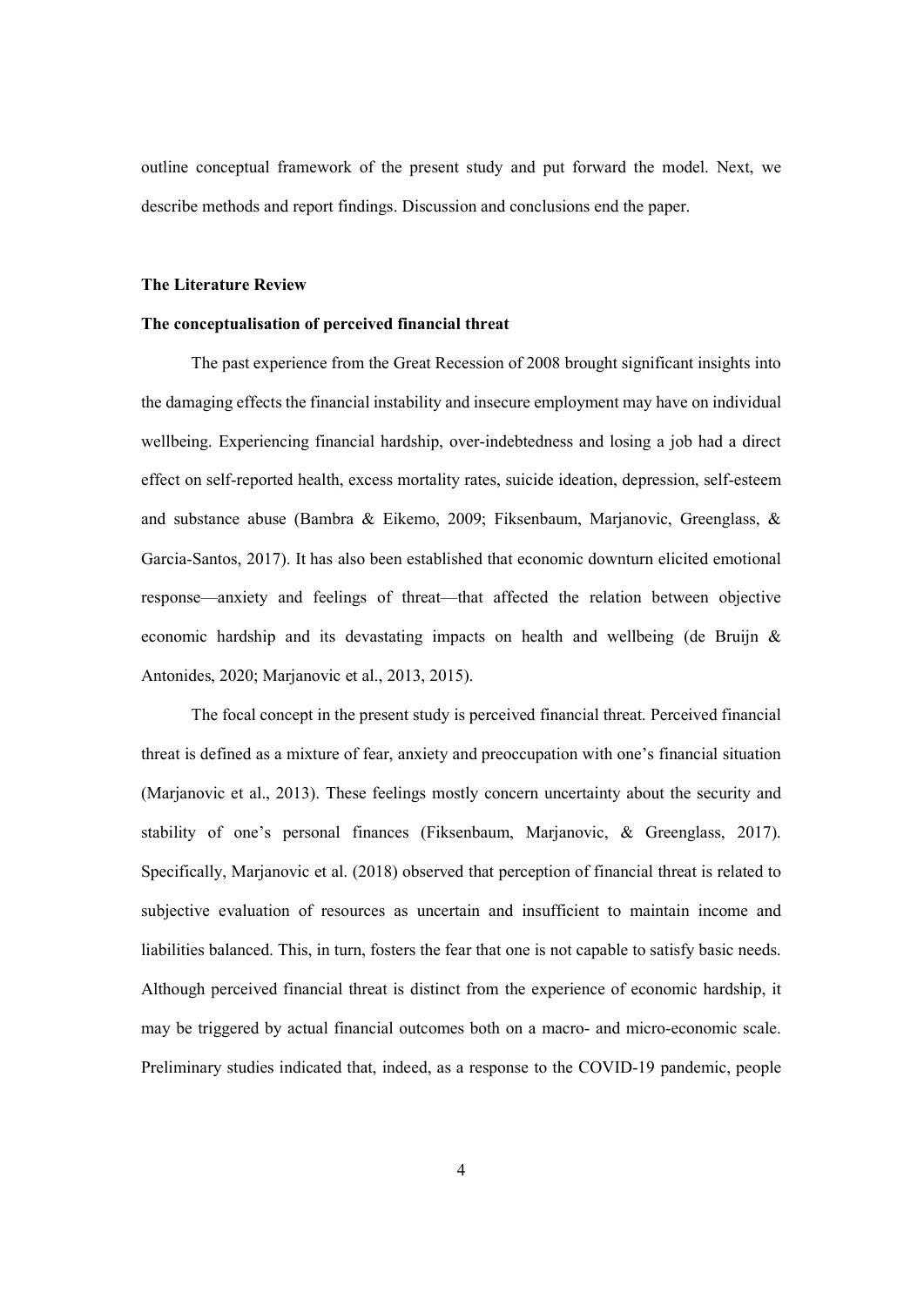outline conceptual framework of the present study and put forward the model. Next, we describe methods and report findings. Discussion and conclusions end the paper.

## The Literature Review

### The conceptualisation of perceived financial threat

The past experience from the Great Recession of 2008 brought significant insights into the damaging effects the financial instability and insecure employment may have on individual wellbeing. Experiencing financial hardship, over-indebtedness and losing a job had a direct effect on self-reported health, excess mortality rates, suicide ideation, depression, self-esteem and substance abuse (Bambra & Eikemo, 2009; Fiksenbaum, Marjanovic, Greenglass, & Garcia-Santos, 2017). It has also been established that economic downturn elicited emotional response—anxiety and feelings of threat—that affected the relation between objective economic hardship and its devastating impacts on health and wellbeing (de Bruijn & Antonides, 2020; Marjanovic et al., 2013, 2015).

The focal concept in the present study is perceived financial threat. Perceived financial threat is defined as a mixture of fear, anxiety and preoccupation with one's financial situation (Marjanovic et al., 2013). These feelings mostly concern uncertainty about the security and stability of one's personal finances (Fiksenbaum, Marjanovic, & Greenglass, 2017). Specifically, Marjanovic et al. (2018) observed that perception of financial threat is related to subjective evaluation of resources as uncertain and insufficient to maintain income and liabilities balanced. This, in turn, fosters the fear that one is not capable to satisfy basic needs. Although perceived financial threat is distinct from the experience of economic hardship, it may be triggered by actual financial outcomes both on a macro- and micro-economic scale. Preliminary studies indicated that, indeed, as a response to the COVID-19 pandemic, people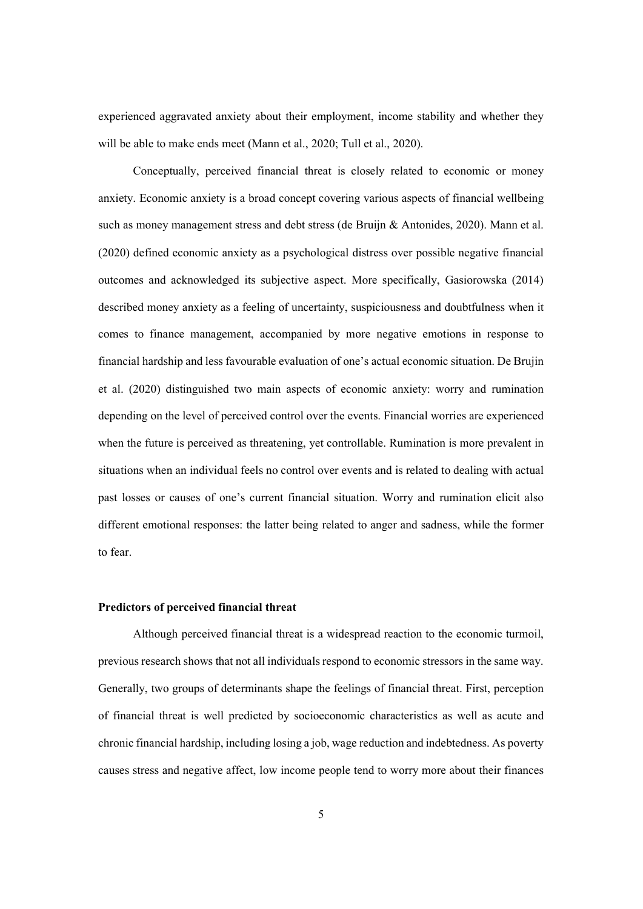experienced aggravated anxiety about their employment, income stability and whether they will be able to make ends meet (Mann et al., 2020; Tull et al., 2020).

Conceptually, perceived financial threat is closely related to economic or money anxiety. Economic anxiety is a broad concept covering various aspects of financial wellbeing such as money management stress and debt stress (de Bruijn & Antonides, 2020). Mann et al. (2020) defined economic anxiety as a psychological distress over possible negative financial outcomes and acknowledged its subjective aspect. More specifically, Gasiorowska (2014) described money anxiety as a feeling of uncertainty, suspiciousness and doubtfulness when it comes to finance management, accompanied by more negative emotions in response to financial hardship and less favourable evaluation of one's actual economic situation. De Brujin et al. (2020) distinguished two main aspects of economic anxiety: worry and rumination depending on the level of perceived control over the events. Financial worries are experienced when the future is perceived as threatening, yet controllable. Rumination is more prevalent in situations when an individual feels no control over events and is related to dealing with actual past losses or causes of one's current financial situation. Worry and rumination elicit also different emotional responses: the latter being related to anger and sadness, while the former to fear.

**Predictors of perceived financial threat**

Although perceived financial threat is a widespread reaction to the economic turmoil, previous research shows that not all individuals respond to economic stressors in the same way. Generally, two groups of determinants shape the feelings of financial threat. First, perception of financial threat is well predicted by socioeconomic characteristics as well as acute and chronic financial hardship, including losing a job, wage reduction and indebtedness. As poverty causes stress and negative affect, low income people tend to worry more about their finances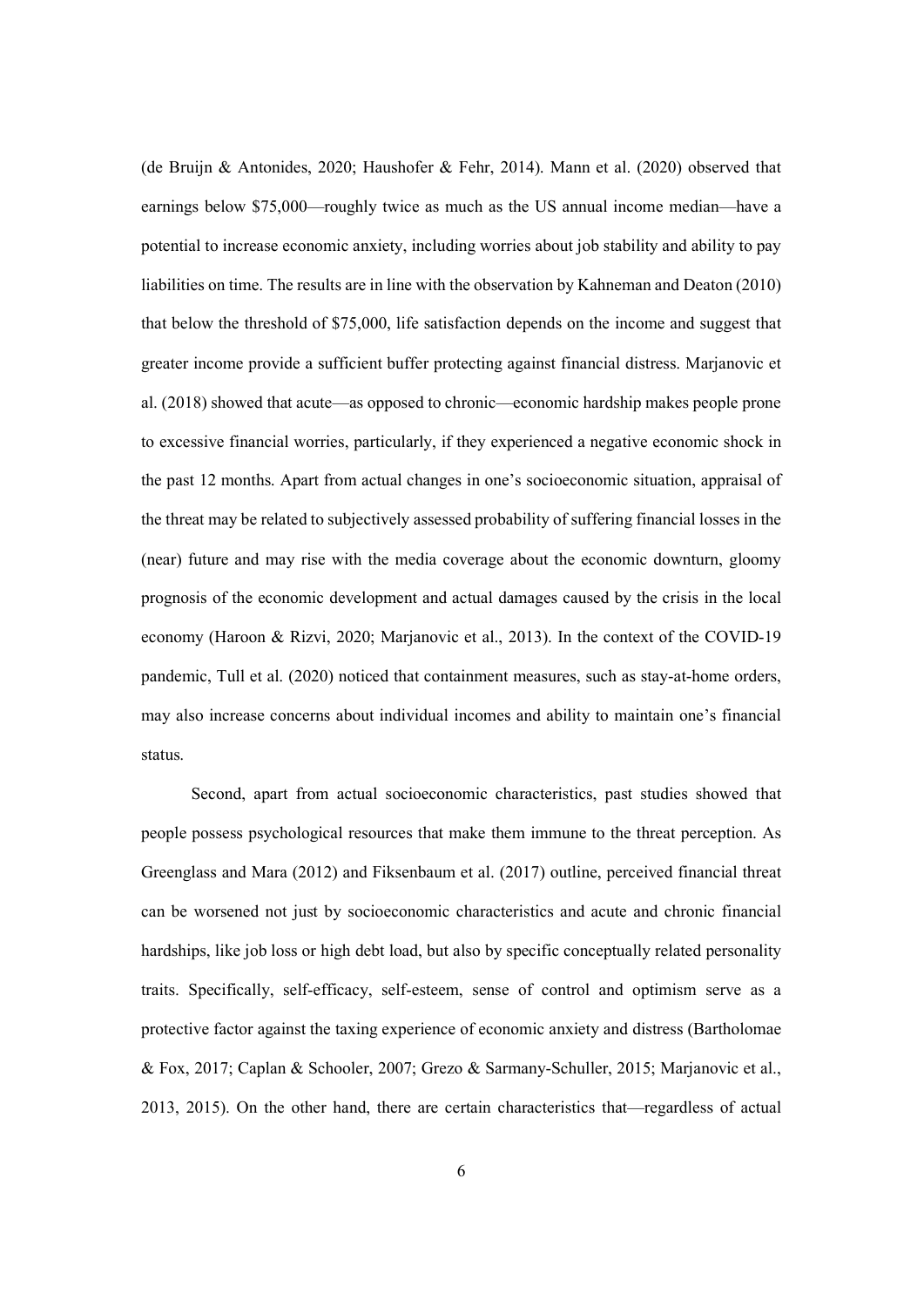(de Bruijn & Antonides, 2020; Haushofer & Fehr, 2014). Mann et al. (2020) observed that earnings below $75,000—roughly twice as much as the US annual income median—have a potential to increase economic anxiety, including worries about job stability and ability to pay liabilities on time. The results are in line with the observation by Kahneman and Deaton (2010) that below the threshold of $75,000, life satisfaction depends on the income and suggest that greater income provide a sufficient buffer protecting against financial distress. Marjanovic et al. (2018) showed that acute—as opposed to chronic—economic hardship makes people prone to excessive financial worries, particularly, if they experienced a negative economic shock in the past 12 months. Apart from actual changes in one's socioeconomic situation, appraisal of the threat may be related to subjectively assessed probability of suffering financial losses in the (near) future and may rise with the media coverage about the economic downturn, gloomy prognosis of the economic development and actual damages caused by the crisis in the local economy (Haroon & Rizvi, 2020; Marjanovic et al., 2013). In the context of the COVID-19 pandemic, Tull et al. (2020) noticed that containment measures, such as stay-at-home orders, may also increase concerns about individual incomes and ability to maintain one's financial status.

Second, apart from actual socioeconomic characteristics, past studies showed that people possess psychological resources that make them immune to the threat perception. As Greenglass and Mara (2012) and Fiksenbaum et al. (2017) outline, perceived financial threat can be worsened not just by socioeconomic characteristics and acute and chronic financial hardships, like job loss or high debt load, but also by specific conceptually related personality traits. Specifically, self-efficacy, self-esteem, sense of control and optimism serve as a protective factor against the taxing experience of economic anxiety and distress (Bartholomae & Fox, 2017; Caplan & Schooler, 2007; Grezo & Sarmany-Schuller, 2015; Marjanovic et al., 2013, 2015). On the other hand, there are certain characteristics that—regardless of actual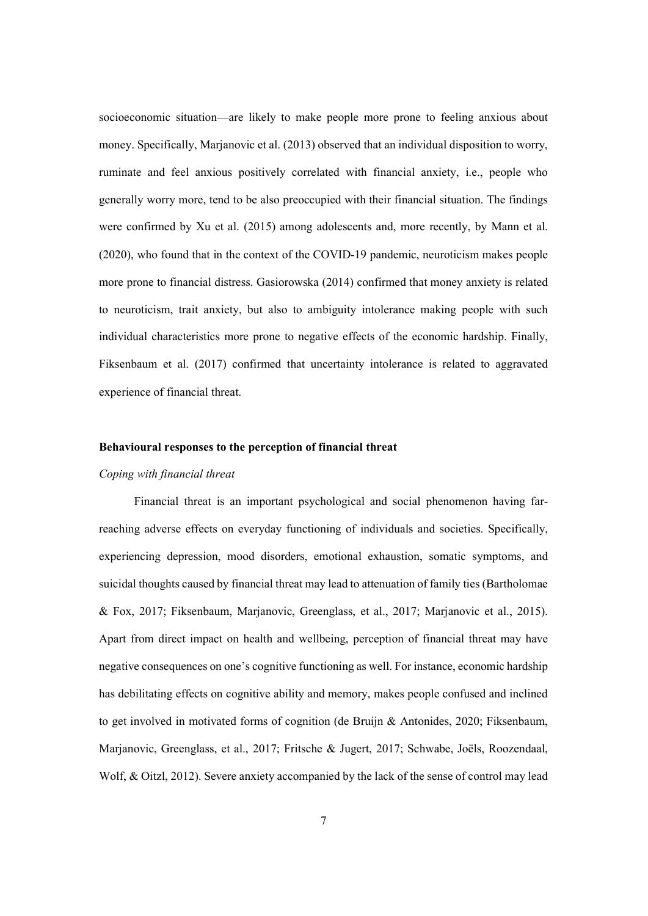socioeconomic situation—are likely to make people more prone to feeling anxious about money. Specifically, Marjanovic et al. (2013) observed that an individual disposition to worry, ruminate and feel anxious positively correlated with financial anxiety, i.e., people who generally worry more, tend to be also preoccupied with their financial situation. The findings were confirmed by Xu et al. (2015) among adolescents and, more recently, by Mann et al. (2020), who found that in the context of the COVID-19 pandemic, neuroticism makes people more prone to financial distress. Gasiorowska (2014) confirmed that money anxiety is related to neuroticism, trait anxiety, but also to ambiguity intolerance making people with such individual characteristics more prone to negative effects of the economic hardship. Finally, Fiksenbaum et al. (2017) confirmed that uncertainty intolerance is related to aggravated experience of financial threat.

## Behavioural responses to the perception of financial threat

### *Coping with financial threat*

Financial threat is an important psychological and social phenomenon having far-reaching adverse effects on everyday functioning of individuals and societies. Specifically, experiencing depression, mood disorders, emotional exhaustion, somatic symptoms, and suicidal thoughts caused by financial threat may lead to attenuation of family ties (Bartholomae & Fox, 2017; Fiksenbaum, Marjanovic, Greenglass, et al., 2017; Marjanovic et al., 2015). Apart from direct impact on health and wellbeing, perception of financial threat may have negative consequences on one's cognitive functioning as well. For instance, economic hardship has debilitating effects on cognitive ability and memory, makes people confused and inclined to get involved in motivated forms of cognition (de Bruijn & Antonides, 2020; Fiksenbaum, Marjanovic, Greenglass, et al., 2017; Fritsche & Jugert, 2017; Schwabe, Joëls, Roozendaal, Wolf, & Oitzl, 2012). Severe anxiety accompanied by the lack of the sense of control may lead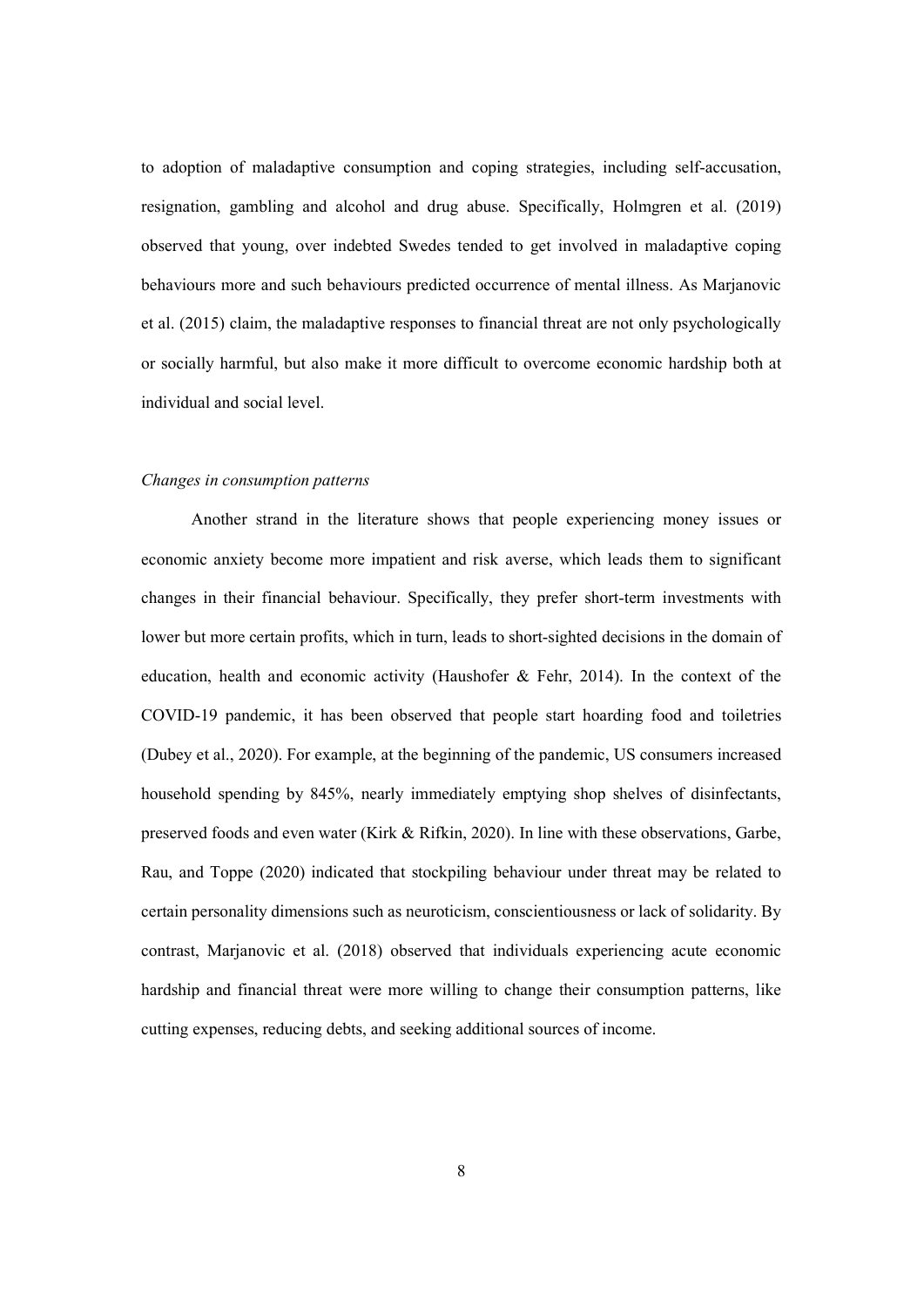to adoption of maladaptive consumption and coping strategies, including self-accusation, resignation, gambling and alcohol and drug abuse. Specifically, Holmgren et al. (2019) observed that young, over indebted Swedes tended to get involved in maladaptive coping behaviours more and such behaviours predicted occurrence of mental illness. As Marjanovic et al. (2015) claim, the maladaptive responses to financial threat are not only psychologically or socially harmful, but also make it more difficult to overcome economic hardship both at individual and social level.

*Changes in consumption patterns*

Another strand in the literature shows that people experiencing money issues or economic anxiety become more impatient and risk averse, which leads them to significant changes in their financial behaviour. Specifically, they prefer short-term investments with lower but more certain profits, which in turn, leads to short-sighted decisions in the domain of education, health and economic activity (Haushofer & Fehr, 2014). In the context of the COVID-19 pandemic, it has been observed that people start hoarding food and toiletries (Dubey et al., 2020). For example, at the beginning of the pandemic, US consumers increased household spending by 845%, nearly immediately emptying shop shelves of disinfectants, preserved foods and even water (Kirk & Rifkin, 2020). In line with these observations, Garbe, Rau, and Toppe (2020) indicated that stockpiling behaviour under threat may be related to certain personality dimensions such as neuroticism, conscientiousness or lack of solidarity. By contrast, Marjanovic et al. (2018) observed that individuals experiencing acute economic hardship and financial threat were more willing to change their consumption patterns, like cutting expenses, reducing debts, and seeking additional sources of income.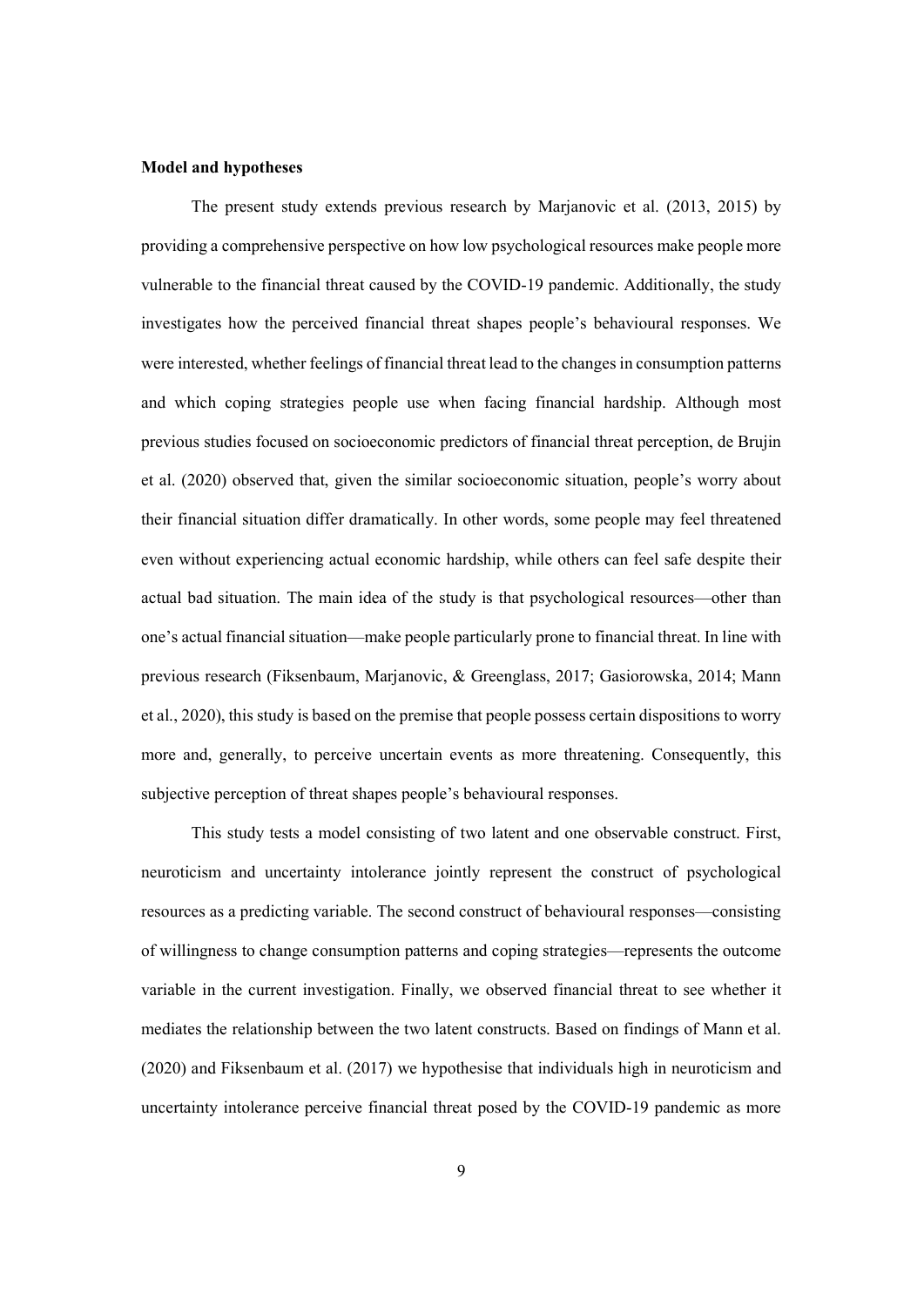**Model and hypotheses**

The present study extends previous research by Marjanovic et al. (2013, 2015) by providing a comprehensive perspective on how low psychological resources make people more vulnerable to the financial threat caused by the COVID-19 pandemic. Additionally, the study investigates how the perceived financial threat shapes people's behavioural responses. We were interested, whether feelings of financial threat lead to the changes in consumption patterns and which coping strategies people use when facing financial hardship. Although most previous studies focused on socioeconomic predictors of financial threat perception, de Brujin et al. (2020) observed that, given the similar socioeconomic situation, people's worry about their financial situation differ dramatically. In other words, some people may feel threatened even without experiencing actual economic hardship, while others can feel safe despite their actual bad situation. The main idea of the study is that psychological resources—other than one's actual financial situation—make people particularly prone to financial threat. In line with previous research (Fiksenbaum, Marjanovic, & Greenglass, 2017; Gasiorowska, 2014; Mann et al., 2020), this study is based on the premise that people possess certain dispositions to worry more and, generally, to perceive uncertain events as more threatening. Consequently, this subjective perception of threat shapes people's behavioural responses.

This study tests a model consisting of two latent and one observable construct. First, neuroticism and uncertainty intolerance jointly represent the construct of psychological resources as a predicting variable. The second construct of behavioural responses—consisting of willingness to change consumption patterns and coping strategies—represents the outcome variable in the current investigation. Finally, we observed financial threat to see whether it mediates the relationship between the two latent constructs. Based on findings of Mann et al. (2020) and Fiksenbaum et al. (2017) we hypothesise that individuals high in neuroticism and uncertainty intolerance perceive financial threat posed by the COVID-19 pandemic as more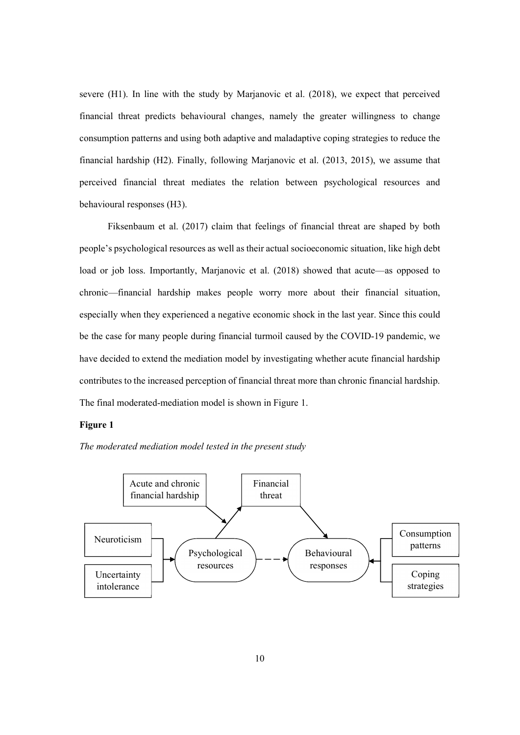severe (H1). In line with the study by Marjanovic et al. (2018), we expect that perceived financial threat predicts behavioural changes, namely the greater willingness to change consumption patterns and using both adaptive and maladaptive coping strategies to reduce the financial hardship (H2). Finally, following Marjanovic et al. (2013, 2015), we assume that perceived financial threat mediates the relation between psychological resources and behavioural responses (H3).

Fiksenbaum et al. (2017) claim that feelings of financial threat are shaped by both people's psychological resources as well as their actual socioeconomic situation, like high debt load or job loss. Importantly, Marjanovic et al. (2018) showed that acute—as opposed to chronic—financial hardship makes people worry more about their financial situation, especially when they experienced a negative economic shock in the last year. Since this could be the case for many people during financial turmoil caused by the COVID-19 pandemic, we have decided to extend the mediation model by investigating whether acute financial hardship contributes to the increased perception of financial threat more than chronic financial hardship. The final moderated-mediation model is shown in Figure 1.

**Figure 1**

*The moderated mediation model tested in the present study*

Acute and chronic financial hardship

Financial threat

Neuroticism

Uncertainty intolerance

Psychological resources

Behavioural responses

Consumption patterns

Coping strategies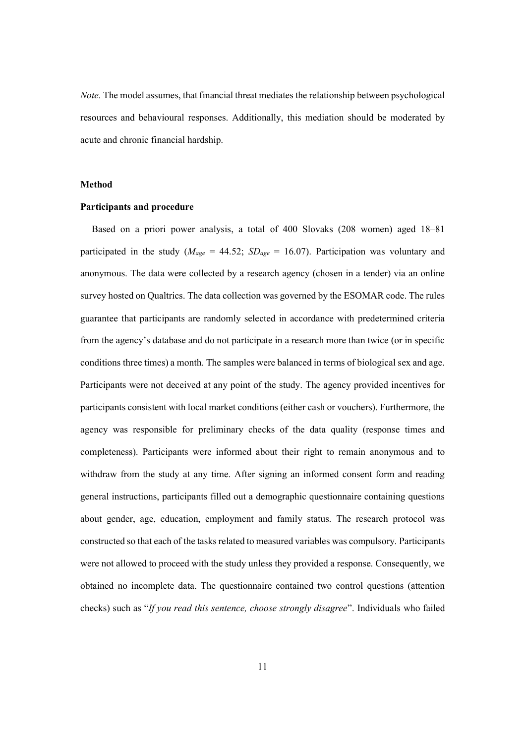*Note.* The model assumes, that financial threat mediates the relationship between psychological resources and behavioural responses. Additionally, this mediation should be moderated by acute and chronic financial hardship.

## Method

### Participants and procedure

Based on a priori power analysis, a total of 400 Slovaks (208 women) aged 18–81 participated in the study ($M_{age}$ = 44.52; $SD_{age}$ = 16.07). Participation was voluntary and anonymous. The data were collected by a research agency (chosen in a tender) via an online survey hosted on Qualtrics. The data collection was governed by the ESOMAR code. The rules guarantee that participants are randomly selected in accordance with predetermined criteria from the agency's database and do not participate in a research more than twice (or in specific conditions three times) a month. The samples were balanced in terms of biological sex and age. Participants were not deceived at any point of the study. The agency provided incentives for participants consistent with local market conditions (either cash or vouchers). Furthermore, the agency was responsible for preliminary checks of the data quality (response times and completeness). Participants were informed about their right to remain anonymous and to withdraw from the study at any time. After signing an informed consent form and reading general instructions, participants filled out a demographic questionnaire containing questions about gender, age, education, employment and family status. The research protocol was constructed so that each of the tasks related to measured variables was compulsory. Participants were not allowed to proceed with the study unless they provided a response. Consequently, we obtained no incomplete data. The questionnaire contained two control questions (attention checks) such as "*If you read this sentence, choose strongly disagree*". Individuals who failed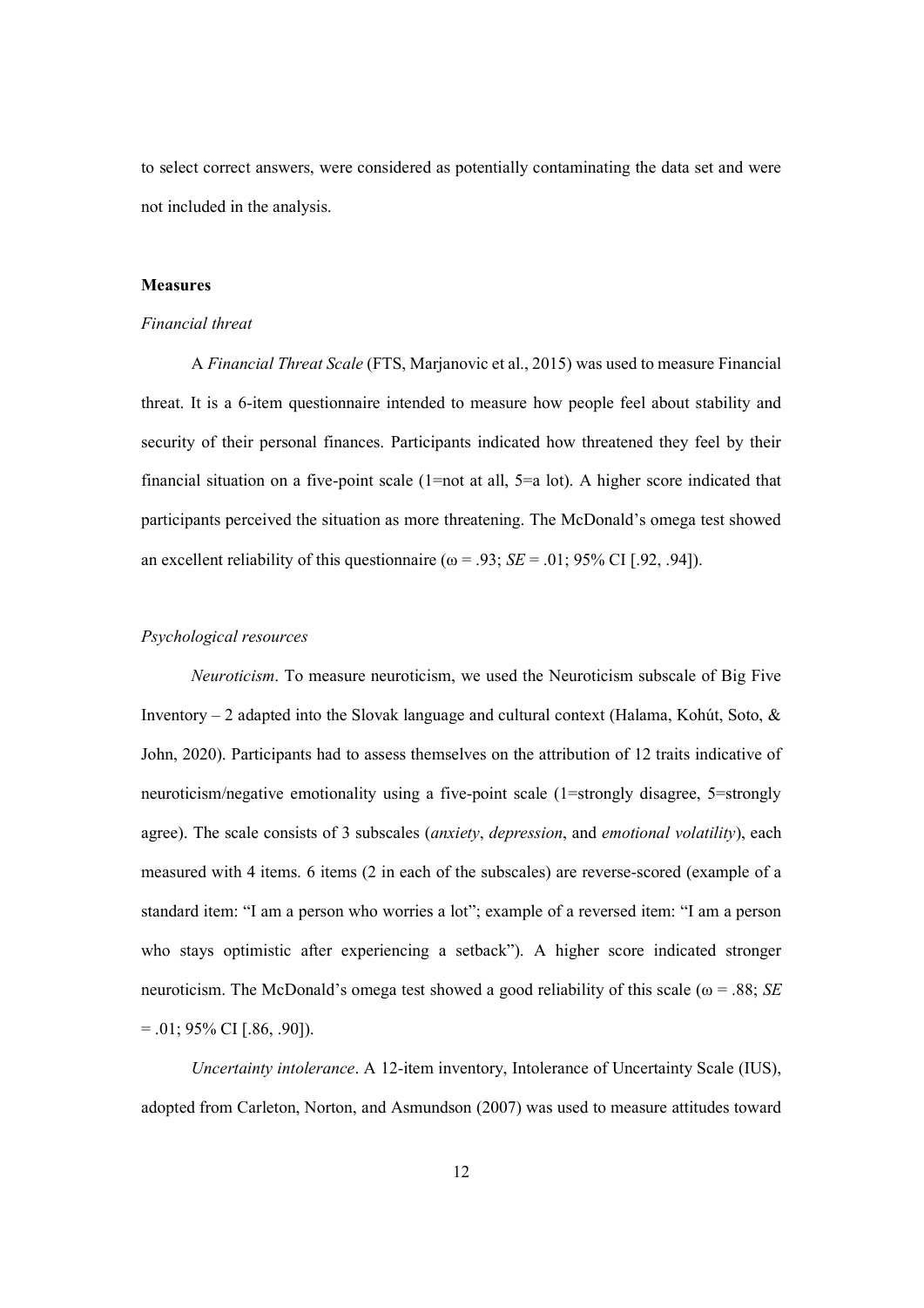to select correct answers, were considered as potentially contaminating the data set and were not included in the analysis.

### Measures

#### *Financial threat*

A *Financial Threat Scale* (FTS, Marjanovic et al., 2015) was used to measure Financial threat. It is a 6-item questionnaire intended to measure how people feel about stability and security of their personal finances. Participants indicated how threatened they feel by their financial situation on a five-point scale (1=not at all, 5=a lot). A higher score indicated that participants perceived the situation as more threatening. The McDonald's omega test showed an excellent reliability of this questionnaire ($\omega = .93$; $SE = .01$; 95% CI [.92, .94]).

#### *Psychological resources*

*Neuroticism*. To measure neuroticism, we used the Neuroticism subscale of Big Five Inventory – 2 adapted into the Slovak language and cultural context (Halama, Kohút, Soto, & John, 2020). Participants had to assess themselves on the attribution of 12 traits indicative of neuroticism/negative emotionality using a five-point scale (1=strongly disagree, 5=strongly agree). The scale consists of 3 subscales (*anxiety*, *depression*, and *emotional volatility*), each measured with 4 items. 6 items (2 in each of the subscales) are reverse-scored (example of a standard item: "I am a person who worries a lot"; example of a reversed item: "I am a person who stays optimistic after experiencing a setback"). A higher score indicated stronger neuroticism. The McDonald's omega test showed a good reliability of this scale ($\omega = .88$; $SE = .01$; 95% CI [.86, .90]).

*Uncertainty intolerance*. A 12-item inventory, Intolerance of Uncertainty Scale (IUS), adopted from Carleton, Norton, and Asmundson (2007) was used to measure attitudes toward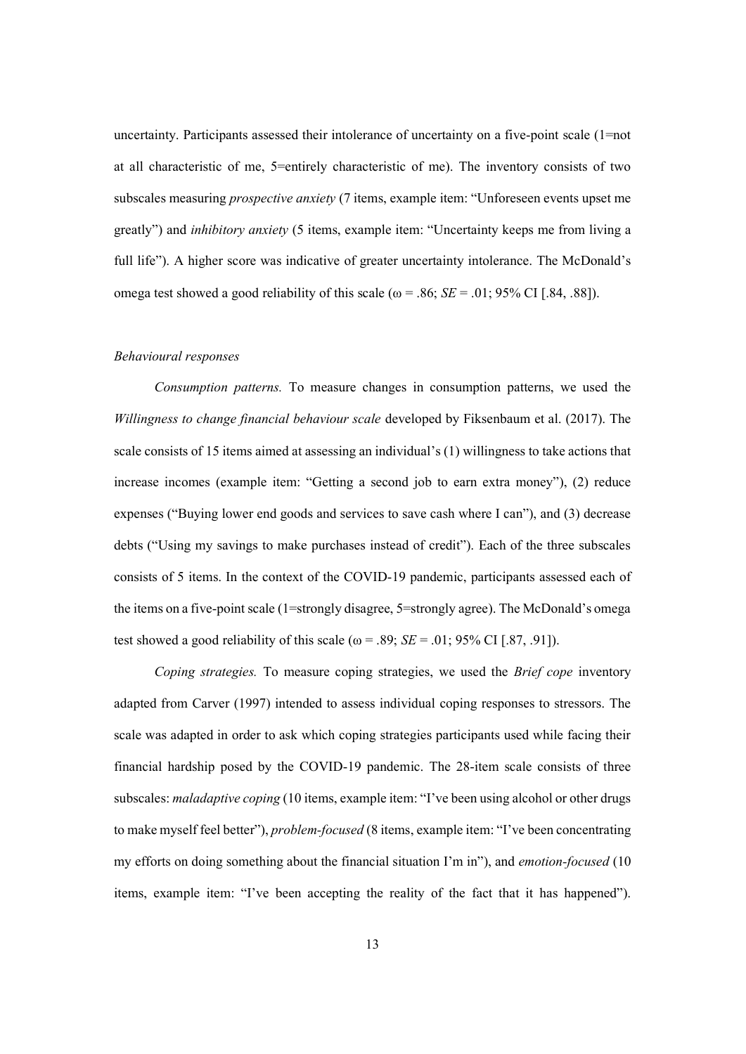uncertainty. Participants assessed their intolerance of uncertainty on a five-point scale (1=not at all characteristic of me, 5=entirely characteristic of me). The inventory consists of two subscales measuring *prospective anxiety* (7 items, example item: "Unforeseen events upset me greatly") and *inhibitory anxiety* (5 items, example item: "Uncertainty keeps me from living a full life"). A higher score was indicative of greater uncertainty intolerance. The McDonald's omega test showed a good reliability of this scale ($\omega = .86$; $SE = .01$; 95% CI [.84, .88]).

*Behavioural responses*

*Consumption patterns.* To measure changes in consumption patterns, we used the *Willingness to change financial behaviour scale* developed by Fiksenbaum et al. (2017). The scale consists of 15 items aimed at assessing an individual's (1) willingness to take actions that increase incomes (example item: "Getting a second job to earn extra money"), (2) reduce expenses ("Buying lower end goods and services to save cash where I can"), and (3) decrease debts ("Using my savings to make purchases instead of credit"). Each of the three subscales consists of 5 items. In the context of the COVID-19 pandemic, participants assessed each of the items on a five-point scale (1=strongly disagree, 5=strongly agree). The McDonald's omega test showed a good reliability of this scale ($\omega = .89$; $SE = .01$; 95% CI [.87, .91]).

*Coping strategies.* To measure coping strategies, we used the *Brief cope* inventory adapted from Carver (1997) intended to assess individual coping responses to stressors. The scale was adapted in order to ask which coping strategies participants used while facing their financial hardship posed by the COVID-19 pandemic. The 28-item scale consists of three subscales: *maladaptive coping* (10 items, example item: "I've been using alcohol or other drugs to make myself feel better"), *problem-focused* (8 items, example item: "I've been concentrating my efforts on doing something about the financial situation I'm in"), and *emotion-focused* (10 items, example item: "I've been accepting the reality of the fact that it has happened").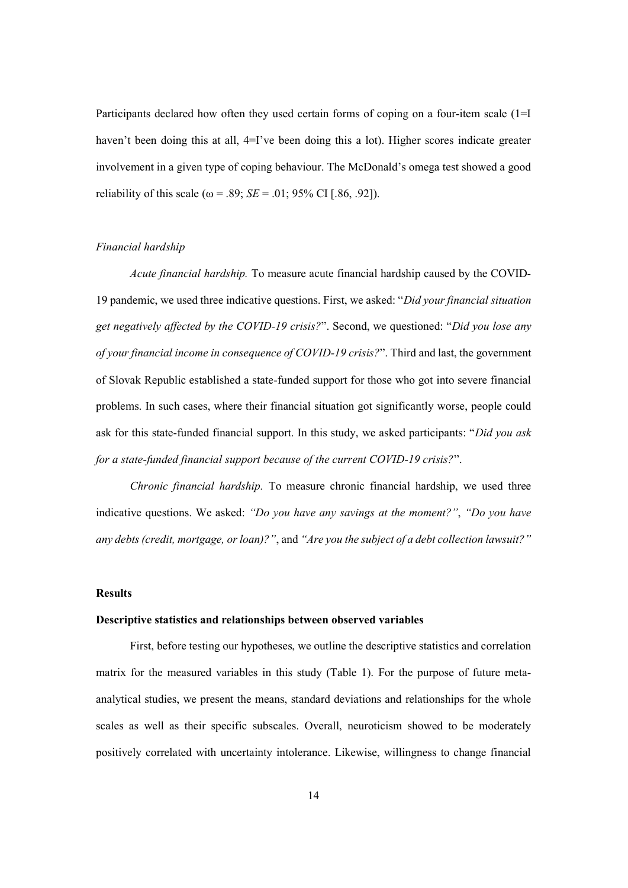Participants declared how often they used certain forms of coping on a four-item scale (1=I haven't been doing this at all, 4=I've been doing this a lot). Higher scores indicate greater involvement in a given type of coping behaviour. The McDonald's omega test showed a good reliability of this scale ($\omega$ = .89; *SE* = .01; 95% CI [.86, .92]).

*Financial hardship*

*Acute financial hardship.* To measure acute financial hardship caused by the COVID-19 pandemic, we used three indicative questions. First, we asked: "*Did your financial situation get negatively affected by the COVID-19 crisis?*". Second, we questioned: "*Did you lose any of your financial income in consequence of COVID-19 crisis?*". Third and last, the government of Slovak Republic established a state-funded support for those who got into severe financial problems. In such cases, where their financial situation got significantly worse, people could ask for this state-funded financial support. In this study, we asked participants: "*Did you ask for a state-funded financial support because of the current COVID-19 crisis?*".

*Chronic financial hardship.* To measure chronic financial hardship, we used three indicative questions. We asked: *"Do you have any savings at the moment?"*, *"Do you have any debts (credit, mortgage, or loan)?"*, and *"Are you the subject of a debt collection lawsuit?"*

**Results**

**Descriptive statistics and relationships between observed variables**

First, before testing our hypotheses, we outline the descriptive statistics and correlation matrix for the measured variables in this study (Table 1). For the purpose of future meta-analytical studies, we present the means, standard deviations and relationships for the whole scales as well as their specific subscales. Overall, neuroticism showed to be moderately positively correlated with uncertainty intolerance. Likewise, willingness to change financial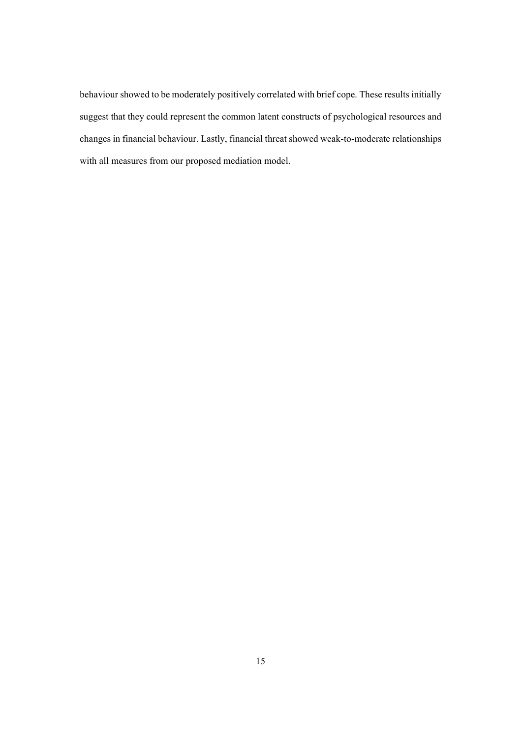behaviour showed to be moderately positively correlated with brief cope. These results initially suggest that they could represent the common latent constructs of psychological resources and changes in financial behaviour. Lastly, financial threat showed weak-to-moderate relationships with all measures from our proposed mediation model.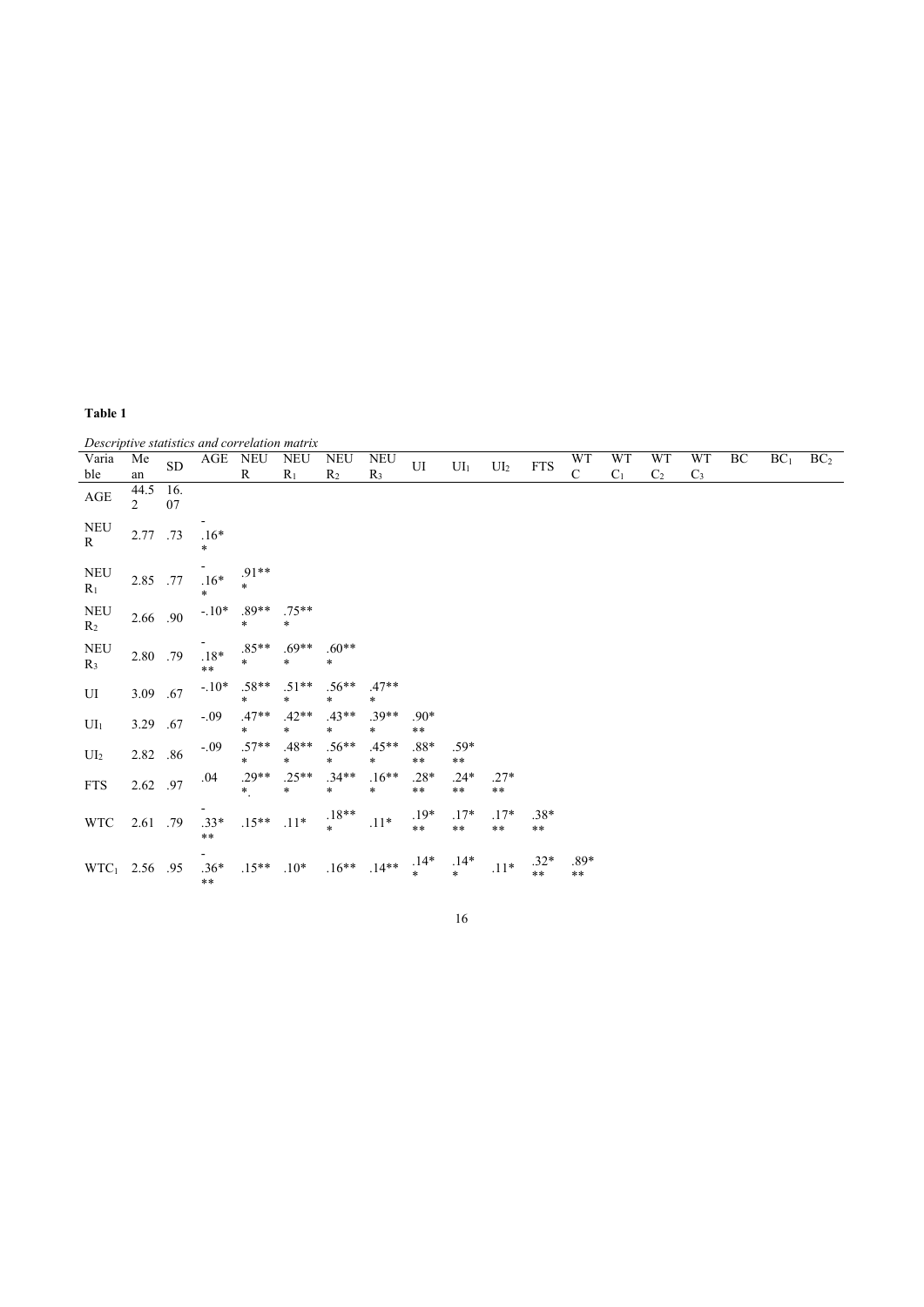**Table 1**

*Descriptive statistics and correlation matrix*

| Variable | Mean | SD | AGE | NEUR | $NEUR_1$ | $NEUR_2$ | $NEUR_3$ | UI | $UI_1$ | $UI_2$ | FTS | WTC | $WTC_1$ | $WTC_2$ | $WTC_3$ | BC | $BC_1$ | $BC_2$ |
|---|---|---|---|---|---|---|---|---|---|---|---|---|---|---|---|---|---|---|
| AGE | 44.52 | 16.07 | | | | | | | | | | | | | | | | |
| NEUR | 2.77 | .73 | -.16** | | | | | | | | | | | | | | | |
| $NEUR_1$ | 2.85 | .77 | -.16** | .91*** | | | | | | | | | | | | | | |
| $NEUR_2$ | 2.66 | .90 | -.10* | .89*** | .75*** | | | | | | | | | | | | | |
| $NEUR_3$ | 2.80 | .79 | -.18*** | .85*** | .69*** | .60*** | | | | | | | | | | | | |
| UI | 3.09 | .67 | -.10* | .58*** | .51*** | .56*** | .47*** | | | | | | | | | | | |
| $UI_1$ | 3.29 | .67 | -.09 | .47*** | .42*** | .43*** | .39*** | .90*** | | | | | | | | | | |
| $UI_2$ | 2.82 | .86 | -.09 | .57*** | .48*** | .56*** | .45*** | .88*** | .59*** | | | | | | | | | |
| FTS | 2.62 | .97 | .04 | .29***. | .25*** | .34*** | .16*** | .28*** | .24*** | .27*** | | | | | | | | |
| WTC | 2.61 | .79 | -.33*** | .15** | .11* | .18*** | .11* | .19*** | .17*** | .17*** | .38*** | | | | | | | |
| $WTC_1$ | 2.56 | .95 | -.36*** | .15** | .10* | .16** | .14** | .14** | .14** | .11* | .32*** | .89*** | | | | | | |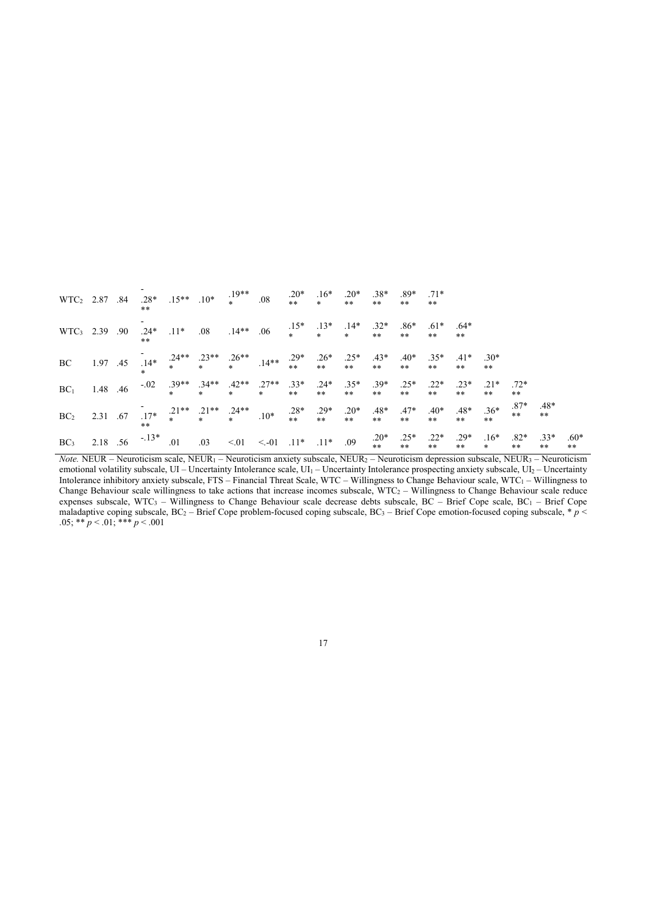| | | | | | | | | | | | | | | | | | | |
|---|---|---|---|---|---|---|---|---|---|---|---|---|---|---|---|---|---|---|
| WTC$_2$ | 2.87 | .84 | -.28*** | .15** | .10* | .19*** | .08 | .20*** | .16** | .20*** | .38*** | .89*** | .71*** | | | | | |
| WTC$_3$ | 2.39 | .90 | -.24*** | .11* | .08 | .14** | .06 | .15** | .13** | .14** | .32*** | .86*** | .61*** | .64*** | | | | |
| BC | 1.97 | .45 | -.14** | .24*** | .23*** | .26*** | .14** | .29*** | .26*** | .25*** | .43*** | .40*** | .35*** | .41*** | .30*** | | | |
| BC$_1$ | 1.48 | .46 | -.02 | .39*** | .34*** | .42*** | .27*** | .33*** | .24*** | .35*** | .39*** | .25*** | .22*** | .23*** | .21*** | .72*** | | |
| BC$_2$ | 2.31 | .67 | -.17*** | .21*** | .21*** | .24*** | .10* | .28*** | .29*** | .20*** | .48*** | .47*** | .40*** | .48*** | .36*** | .87*** | .48*** | |
| BC$_3$ | 2.18 | .56 | -.13* | .01 | .03 | <.01 | <-.01 | .11* | .11* | .09 | .20*** | .25*** | .22*** | .29*** | .16** | .82*** | .33*** | .60*** |

*Note.* NEUR – Neuroticism scale, NEUR$_1$ – Neuroticism anxiety subscale, NEUR$_2$ – Neuroticism depression subscale, NEUR$_3$ – Neuroticism emotional volatility subscale, UI – Uncertainty Intolerance scale, UI$_1$ – Uncertainty Intolerance prospecting anxiety subscale, UI$_2$ – Uncertainty Intolerance inhibitory anxiety subscale, FTS – Financial Threat Scale, WTC – Willingness to Change Behaviour scale, WTC$_1$ – Willingness to Change Behaviour scale willingness to take actions that increase incomes subscale, WTC$_2$ – Willingness to Change Behaviour scale reduce expenses subscale, WTC$_3$ – Willingness to Change Behaviour scale decrease debts subscale, BC – Brief Cope scale, BC$_1$ – Brief Cope maladaptive coping subscale, BC$_2$ – Brief Cope problem-focused coping subscale, BC$_3$ – Brief Cope emotion-focused coping subscale, * $p < .05$; ** $p < .01$; *** $p < .001$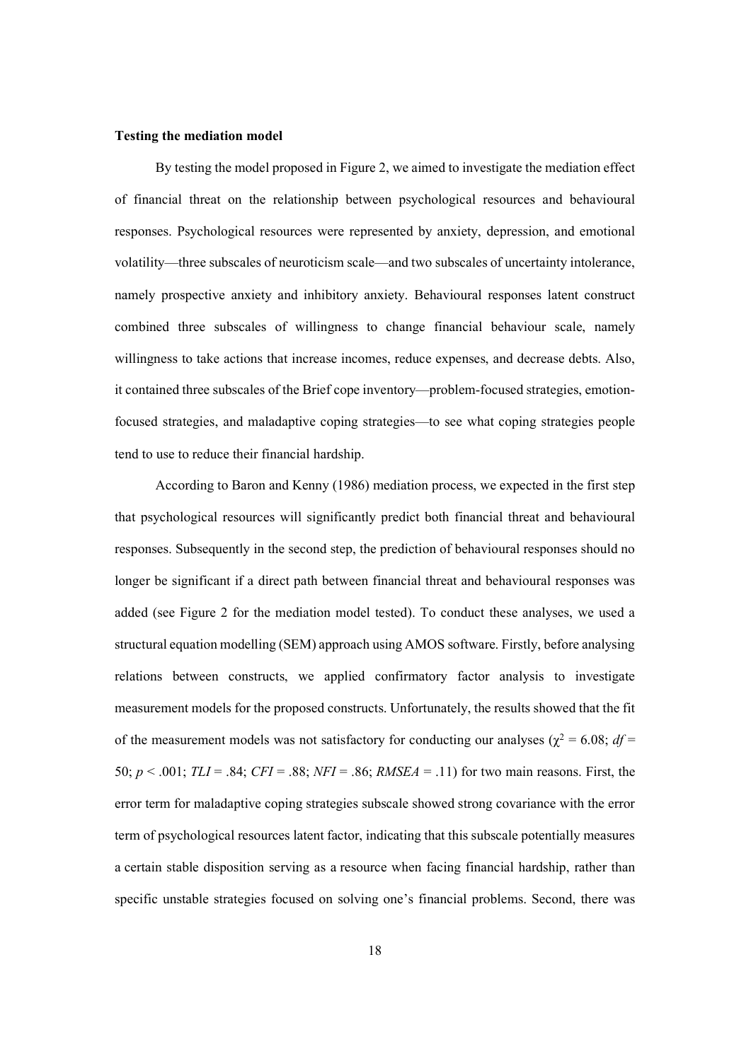**Testing the mediation model**

By testing the model proposed in Figure 2, we aimed to investigate the mediation effect of financial threat on the relationship between psychological resources and behavioural responses. Psychological resources were represented by anxiety, depression, and emotional volatility—three subscales of neuroticism scale—and two subscales of uncertainty intolerance, namely prospective anxiety and inhibitory anxiety. Behavioural responses latent construct combined three subscales of willingness to change financial behaviour scale, namely willingness to take actions that increase incomes, reduce expenses, and decrease debts. Also, it contained three subscales of the Brief cope inventory—problem-focused strategies, emotion-focused strategies, and maladaptive coping strategies—to see what coping strategies people tend to use to reduce their financial hardship.

According to Baron and Kenny (1986) mediation process, we expected in the first step that psychological resources will significantly predict both financial threat and behavioural responses. Subsequently in the second step, the prediction of behavioural responses should no longer be significant if a direct path between financial threat and behavioural responses was added (see Figure 2 for the mediation model tested). To conduct these analyses, we used a structural equation modelling (SEM) approach using AMOS software. Firstly, before analysing relations between constructs, we applied confirmatory factor analysis to investigate measurement models for the proposed constructs. Unfortunately, the results showed that the fit of the measurement models was not satisfactory for conducting our analyses ($\chi^2 = 6.08$; $df = 50$; $p < .001$; $TLI = .84$; $CFI = .88$; $NFI = .86$; $RMSEA = .11$) for two main reasons. First, the error term for maladaptive coping strategies subscale showed strong covariance with the error term of psychological resources latent factor, indicating that this subscale potentially measures a certain stable disposition serving as a resource when facing financial hardship, rather than specific unstable strategies focused on solving one's financial problems. Second, there was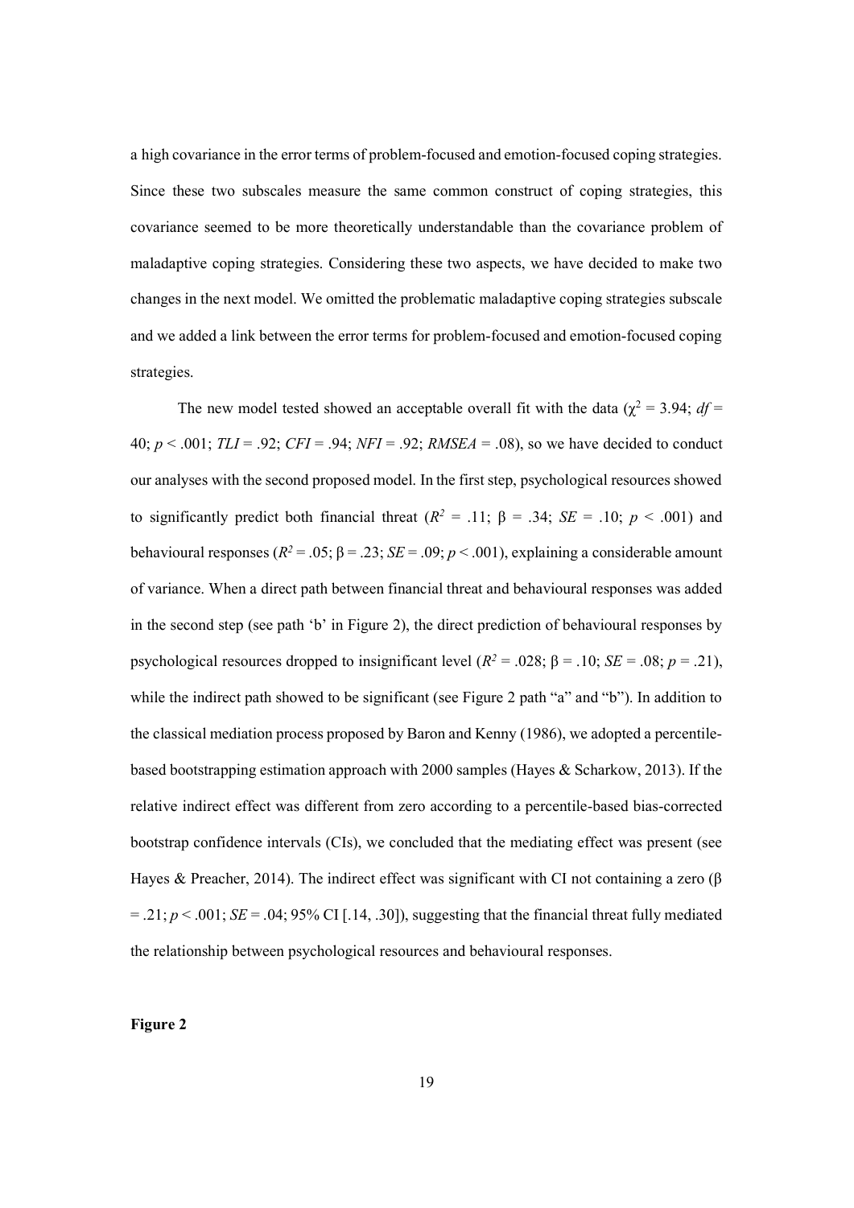a high covariance in the error terms of problem-focused and emotion-focused coping strategies. Since these two subscales measure the same common construct of coping strategies, this covariance seemed to be more theoretically understandable than the covariance problem of maladaptive coping strategies. Considering these two aspects, we have decided to make two changes in the next model. We omitted the problematic maladaptive coping strategies subscale and we added a link between the error terms for problem-focused and emotion-focused coping strategies.

The new model tested showed an acceptable overall fit with the data ($\chi^2$ = 3.94; *df* = 40; $p < .001$; *TLI* = .92; *CFI* = .94; *NFI* = .92; *RMSEA* = .08), so we have decided to conduct our analyses with the second proposed model. In the first step, psychological resources showed to significantly predict both financial threat ($R^2$ = .11; β = .34; *SE* = .10; $p < .001$) and behavioural responses ($R^2$ = .05; β = .23; *SE* = .09; $p < .001$), explaining a considerable amount of variance. When a direct path between financial threat and behavioural responses was added in the second step (see path 'b' in Figure 2), the direct prediction of behavioural responses by psychological resources dropped to insignificant level ($R^2$ = .028; β = .10; *SE* = .08; $p$ = .21), while the indirect path showed to be significant (see Figure 2 path "a" and "b"). In addition to the classical mediation process proposed by Baron and Kenny (1986), we adopted a percentile-based bootstrapping estimation approach with 2000 samples (Hayes & Scharkow, 2013). If the relative indirect effect was different from zero according to a percentile-based bias-corrected bootstrap confidence intervals (CIs), we concluded that the mediating effect was present (see Hayes & Preacher, 2014). The indirect effect was significant with CI not containing a zero (β = .21; $p < .001$; *SE* = .04; 95% CI [.14, .30]), suggesting that the financial threat fully mediated the relationship between psychological resources and behavioural responses.

**Figure 2**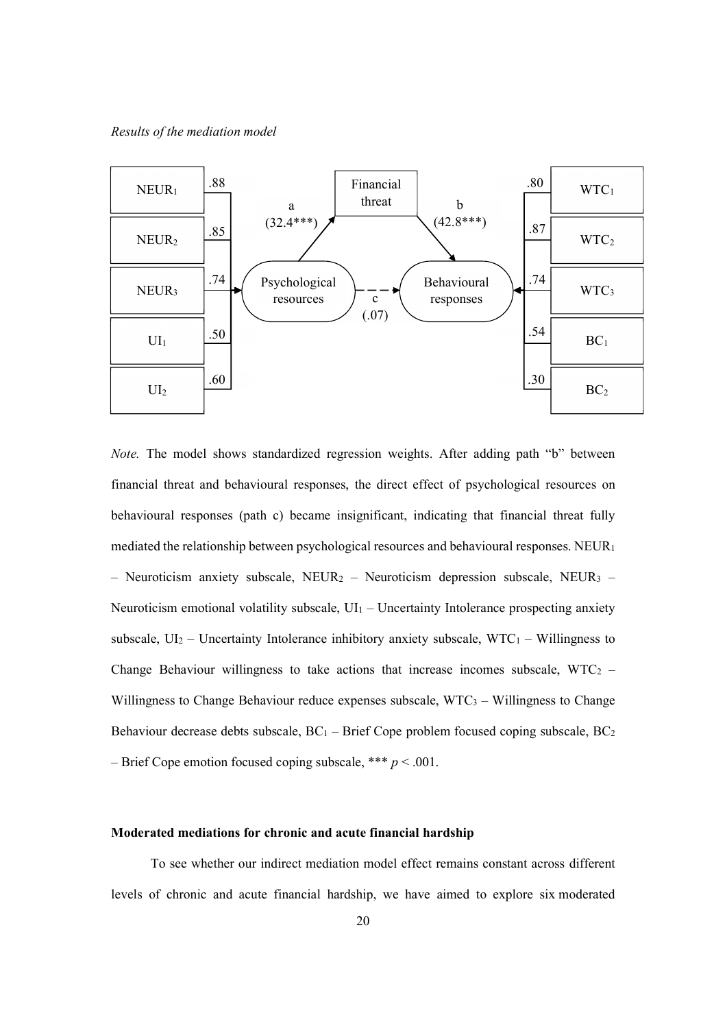*Results of the mediation model*

*Note.* The model shows standardized regression weights. After adding path "b" between financial threat and behavioural responses, the direct effect of psychological resources on behavioural responses (path c) became insignificant, indicating that financial threat fully mediated the relationship between psychological resources and behavioural responses. $NEUR_1$ – Neuroticism anxiety subscale, $NEUR_2$ – Neuroticism depression subscale, $NEUR_3$ – Neuroticism emotional volatility subscale, $UI_1$ – Uncertainty Intolerance prospecting anxiety subscale, $UI_2$ – Uncertainty Intolerance inhibitory anxiety subscale, $WTC_1$ – Willingness to Change Behaviour willingness to take actions that increase incomes subscale, $WTC_2$ – Willingness to Change Behaviour reduce expenses subscale, $WTC_3$ – Willingness to Change Behaviour decrease debts subscale, $BC_1$ – Brief Cope problem focused coping subscale, $BC_2$ – Brief Cope emotion focused coping subscale, *** $p < .001$.

**Moderated mediations for chronic and acute financial hardship**

To see whether our indirect mediation model effect remains constant across different levels of chronic and acute financial hardship, we have aimed to explore six moderated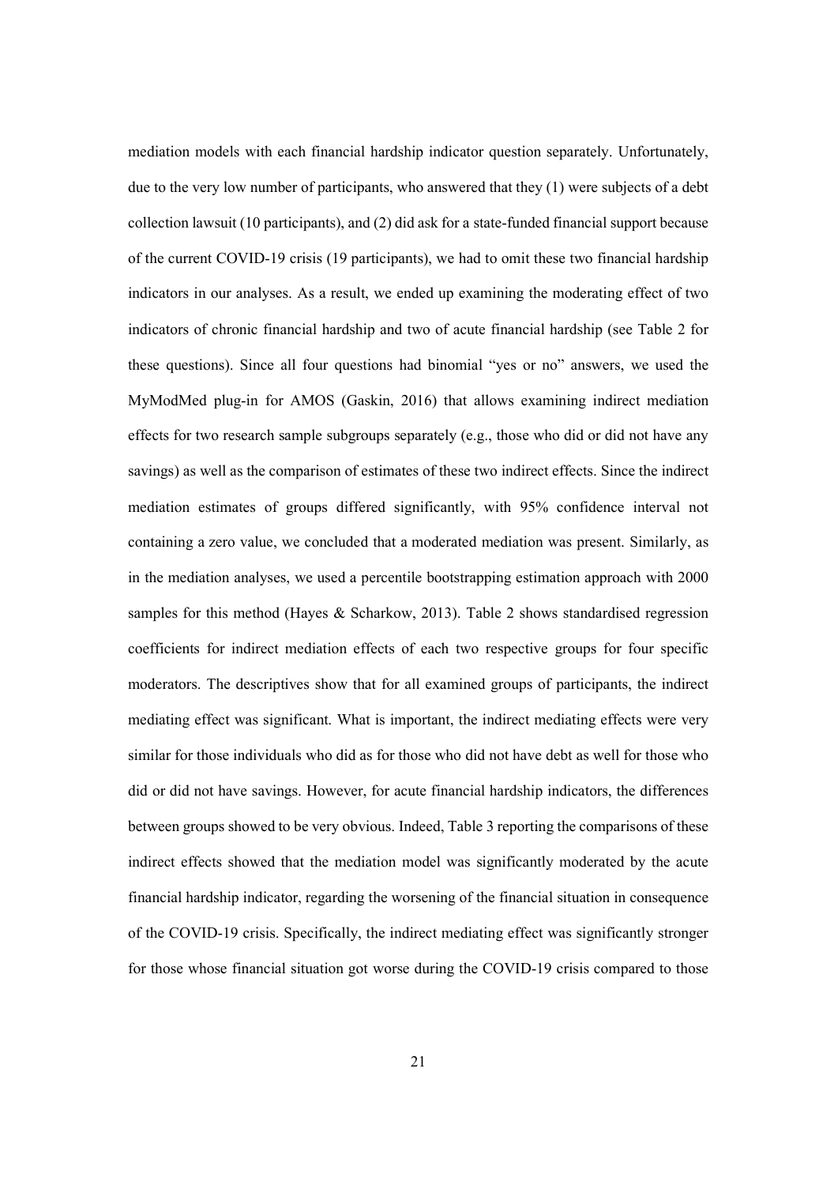mediation models with each financial hardship indicator question separately. Unfortunately, due to the very low number of participants, who answered that they (1) were subjects of a debt collection lawsuit (10 participants), and (2) did ask for a state-funded financial support because of the current COVID-19 crisis (19 participants), we had to omit these two financial hardship indicators in our analyses. As a result, we ended up examining the moderating effect of two indicators of chronic financial hardship and two of acute financial hardship (see Table 2 for these questions). Since all four questions had binomial "yes or no" answers, we used the MyModMed plug-in for AMOS (Gaskin, 2016) that allows examining indirect mediation effects for two research sample subgroups separately (e.g., those who did or did not have any savings) as well as the comparison of estimates of these two indirect effects. Since the indirect mediation estimates of groups differed significantly, with 95% confidence interval not containing a zero value, we concluded that a moderated mediation was present. Similarly, as in the mediation analyses, we used a percentile bootstrapping estimation approach with 2000 samples for this method (Hayes & Scharkow, 2013). Table 2 shows standardised regression coefficients for indirect mediation effects of each two respective groups for four specific moderators. The descriptives show that for all examined groups of participants, the indirect mediating effect was significant. What is important, the indirect mediating effects were very similar for those individuals who did as for those who did not have debt as well for those who did or did not have savings. However, for acute financial hardship indicators, the differences between groups showed to be very obvious. Indeed, Table 3 reporting the comparisons of these indirect effects showed that the mediation model was significantly moderated by the acute financial hardship indicator, regarding the worsening of the financial situation in consequence of the COVID-19 crisis. Specifically, the indirect mediating effect was significantly stronger for those whose financial situation got worse during the COVID-19 crisis compared to those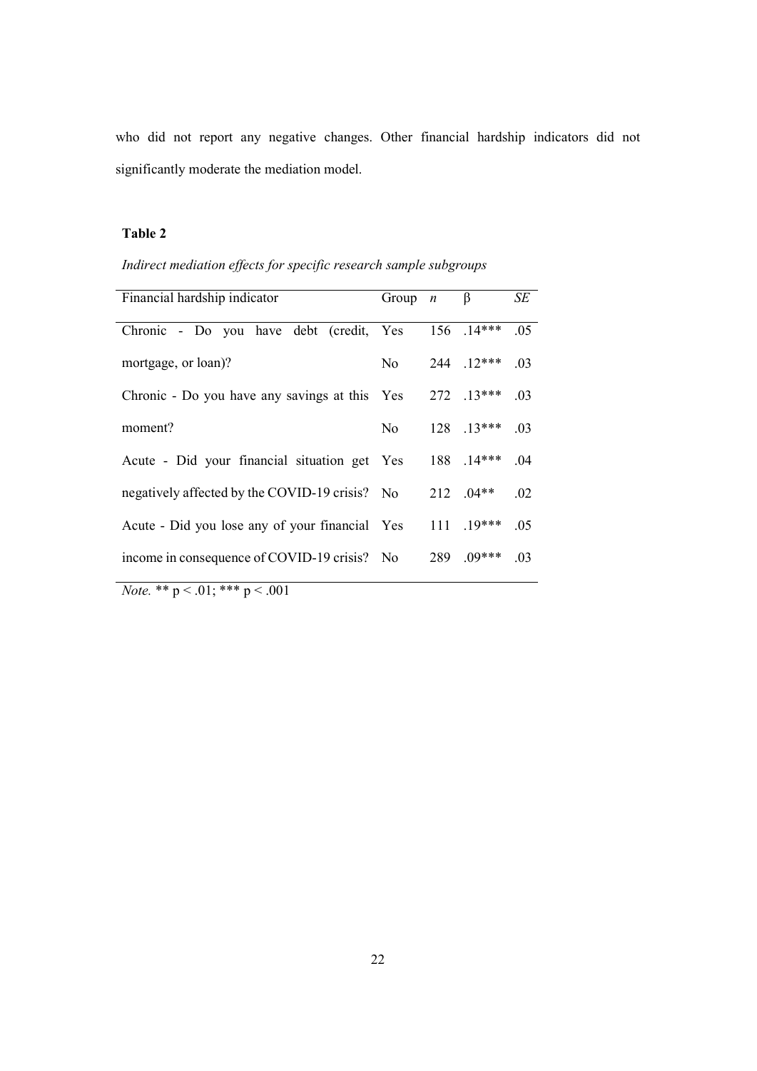who did not report any negative changes. Other financial hardship indicators did not significantly moderate the mediation model.

**Table 2**

*Indirect mediation effects for specific research sample subgroups*

| Financial hardship indicator | Group | *n* | β | *SE* |
|---|---|---|---|---|
| Chronic - Do you have debt (credit, mortgage, or loan)? | Yes | 156 | .14*** | .05 |
| | No | 244 | .12*** | .03 |
| Chronic - Do you have any savings at this moment? | Yes | 272 | .13*** | .03 |
| | No | 128 | .13*** | .03 |
| Acute - Did your financial situation get negatively affected by the COVID-19 crisis? | Yes | 188 | .14*** | .04 |
| | No | 212 | .04** | .02 |
| Acute - Did you lose any of your financial income in consequence of COVID-19 crisis? | Yes | 111 | .19*** | .05 |
| | No | 289 | .09*** | .03 |

*Note.* ** $p < .01$; *** $p < .001$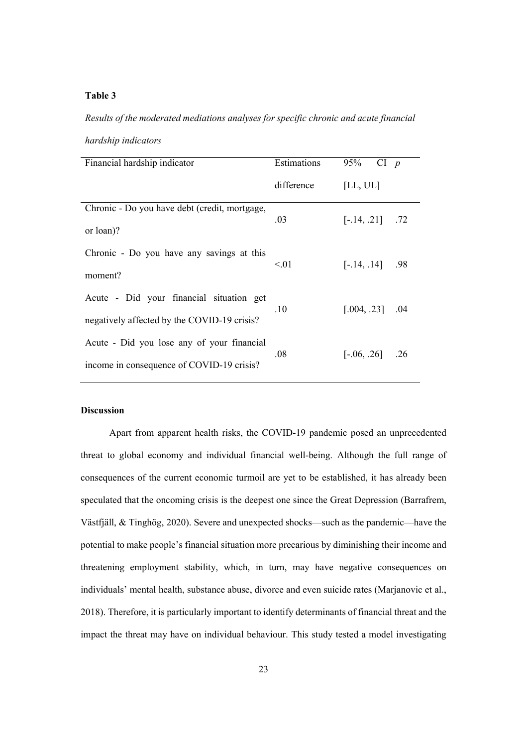**Table 3**

*Results of the moderated mediations analyses for specific chronic and acute financial hardship indicators*

| Financial hardship indicator | Estimations difference | 95% CI [LL, UL] | *p* |
|---|---|---|---|
| Chronic - Do you have debt (credit, mortgage, or loan)? | .03 | [-.14, .21] | .72 |
| Chronic - Do you have any savings at this moment? | <.01 | [-.14, .14] | .98 |
| Acute - Did your financial situation get negatively affected by the COVID-19 crisis? | .10 | [.004, .23] | .04 |
| Acute - Did you lose any of your financial income in consequence of COVID-19 crisis? | .08 | [-.06, .26] | .26 |

## Discussion

Apart from apparent health risks, the COVID-19 pandemic posed an unprecedented threat to global economy and individual financial well-being. Although the full range of consequences of the current economic turmoil are yet to be established, it has already been speculated that the oncoming crisis is the deepest one since the Great Depression (Barrafrem, Västfjäll, & Tinghög, 2020). Severe and unexpected shocks—such as the pandemic—have the potential to make people's financial situation more precarious by diminishing their income and threatening employment stability, which, in turn, may have negative consequences on individuals' mental health, substance abuse, divorce and even suicide rates (Marjanovic et al., 2018). Therefore, it is particularly important to identify determinants of financial threat and the impact the threat may have on individual behaviour. This study tested a model investigating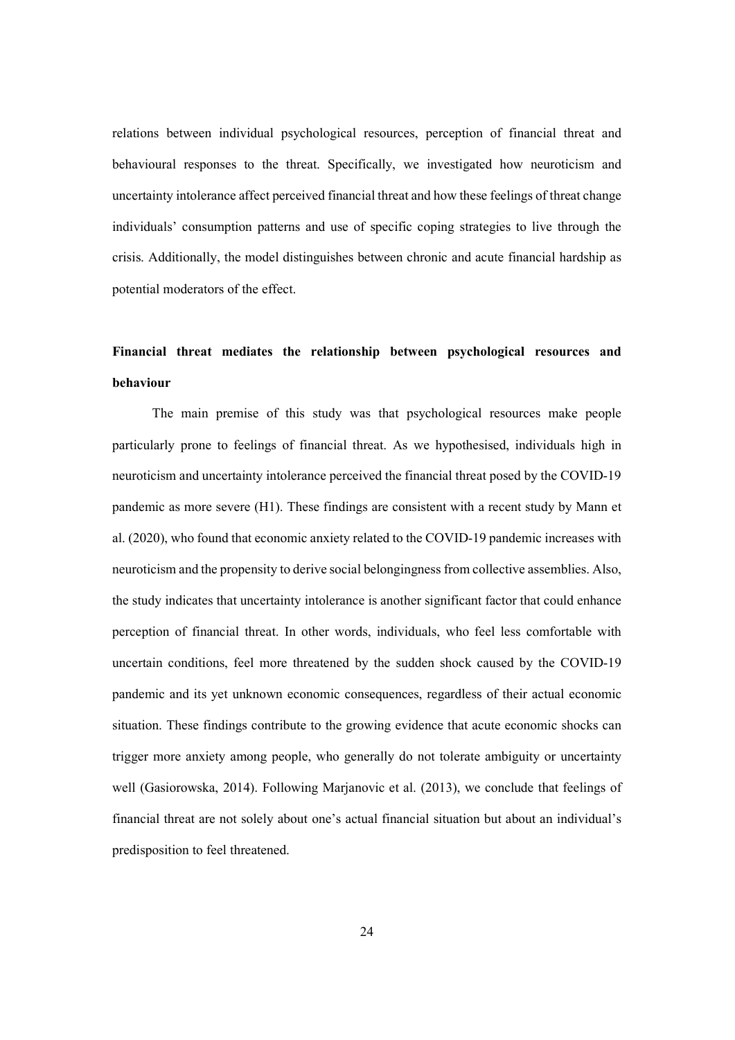relations between individual psychological resources, perception of financial threat and behavioural responses to the threat. Specifically, we investigated how neuroticism and uncertainty intolerance affect perceived financial threat and how these feelings of threat change individuals' consumption patterns and use of specific coping strategies to live through the crisis. Additionally, the model distinguishes between chronic and acute financial hardship as potential moderators of the effect.

## Financial threat mediates the relationship between psychological resources and behaviour

The main premise of this study was that psychological resources make people particularly prone to feelings of financial threat. As we hypothesised, individuals high in neuroticism and uncertainty intolerance perceived the financial threat posed by the COVID-19 pandemic as more severe (H1). These findings are consistent with a recent study by Mann et al. (2020), who found that economic anxiety related to the COVID-19 pandemic increases with neuroticism and the propensity to derive social belongingness from collective assemblies. Also, the study indicates that uncertainty intolerance is another significant factor that could enhance perception of financial threat. In other words, individuals, who feel less comfortable with uncertain conditions, feel more threatened by the sudden shock caused by the COVID-19 pandemic and its yet unknown economic consequences, regardless of their actual economic situation. These findings contribute to the growing evidence that acute economic shocks can trigger more anxiety among people, who generally do not tolerate ambiguity or uncertainty well (Gasiorowska, 2014). Following Marjanovic et al. (2013), we conclude that feelings of financial threat are not solely about one's actual financial situation but about an individual's predisposition to feel threatened.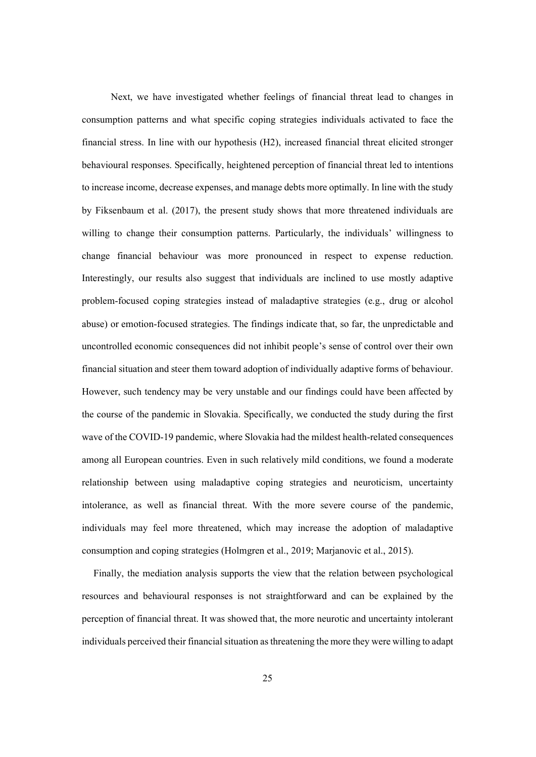Next, we have investigated whether feelings of financial threat lead to changes in consumption patterns and what specific coping strategies individuals activated to face the financial stress. In line with our hypothesis (H2), increased financial threat elicited stronger behavioural responses. Specifically, heightened perception of financial threat led to intentions to increase income, decrease expenses, and manage debts more optimally. In line with the study by Fiksenbaum et al. (2017), the present study shows that more threatened individuals are willing to change their consumption patterns. Particularly, the individuals' willingness to change financial behaviour was more pronounced in respect to expense reduction. Interestingly, our results also suggest that individuals are inclined to use mostly adaptive problem-focused coping strategies instead of maladaptive strategies (e.g., drug or alcohol abuse) or emotion-focused strategies. The findings indicate that, so far, the unpredictable and uncontrolled economic consequences did not inhibit people's sense of control over their own financial situation and steer them toward adoption of individually adaptive forms of behaviour. However, such tendency may be very unstable and our findings could have been affected by the course of the pandemic in Slovakia. Specifically, we conducted the study during the first wave of the COVID-19 pandemic, where Slovakia had the mildest health-related consequences among all European countries. Even in such relatively mild conditions, we found a moderate relationship between using maladaptive coping strategies and neuroticism, uncertainty intolerance, as well as financial threat. With the more severe course of the pandemic, individuals may feel more threatened, which may increase the adoption of maladaptive consumption and coping strategies (Holmgren et al., 2019; Marjanovic et al., 2015).

Finally, the mediation analysis supports the view that the relation between psychological resources and behavioural responses is not straightforward and can be explained by the perception of financial threat. It was showed that, the more neurotic and uncertainty intolerant individuals perceived their financial situation as threatening the more they were willing to adapt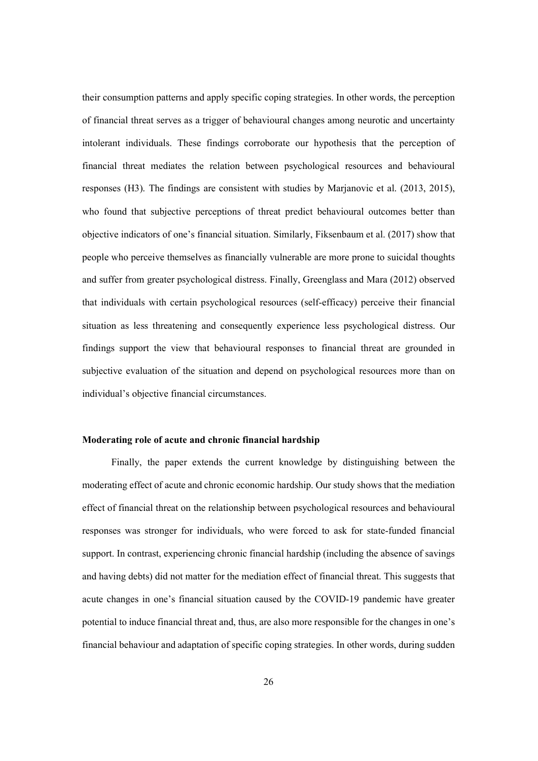their consumption patterns and apply specific coping strategies. In other words, the perception of financial threat serves as a trigger of behavioural changes among neurotic and uncertainty intolerant individuals. These findings corroborate our hypothesis that the perception of financial threat mediates the relation between psychological resources and behavioural responses (H3). The findings are consistent with studies by Marjanovic et al. (2013, 2015), who found that subjective perceptions of threat predict behavioural outcomes better than objective indicators of one's financial situation. Similarly, Fiksenbaum et al. (2017) show that people who perceive themselves as financially vulnerable are more prone to suicidal thoughts and suffer from greater psychological distress. Finally, Greenglass and Mara (2012) observed that individuals with certain psychological resources (self-efficacy) perceive their financial situation as less threatening and consequently experience less psychological distress. Our findings support the view that behavioural responses to financial threat are grounded in subjective evaluation of the situation and depend on psychological resources more than on individual's objective financial circumstances.

**Moderating role of acute and chronic financial hardship**

Finally, the paper extends the current knowledge by distinguishing between the moderating effect of acute and chronic economic hardship. Our study shows that the mediation effect of financial threat on the relationship between psychological resources and behavioural responses was stronger for individuals, who were forced to ask for state-funded financial support. In contrast, experiencing chronic financial hardship (including the absence of savings and having debts) did not matter for the mediation effect of financial threat. This suggests that acute changes in one's financial situation caused by the COVID-19 pandemic have greater potential to induce financial threat and, thus, are also more responsible for the changes in one's financial behaviour and adaptation of specific coping strategies. In other words, during sudden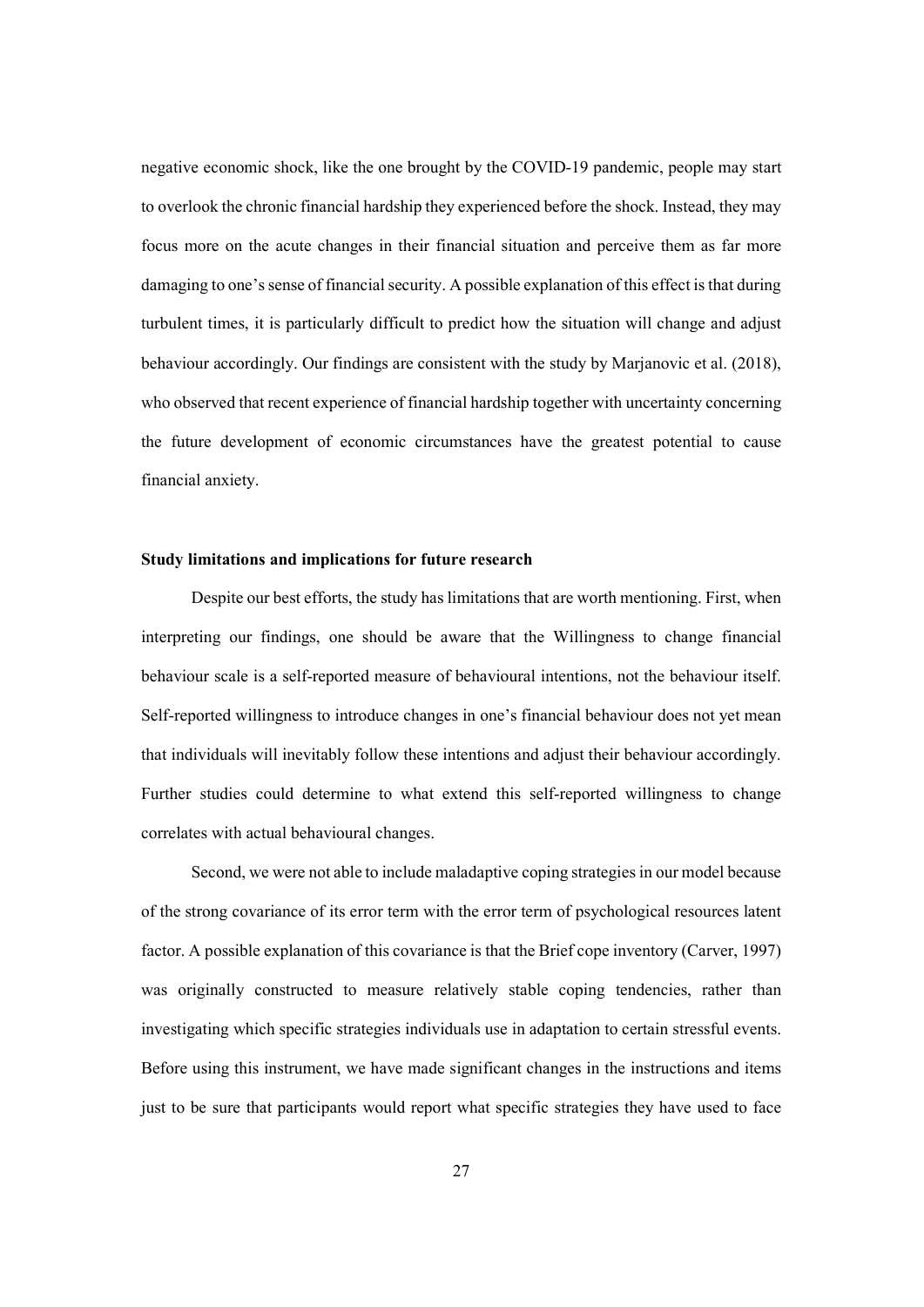negative economic shock, like the one brought by the COVID-19 pandemic, people may start to overlook the chronic financial hardship they experienced before the shock. Instead, they may focus more on the acute changes in their financial situation and perceive them as far more damaging to one's sense of financial security. A possible explanation of this effect is that during turbulent times, it is particularly difficult to predict how the situation will change and adjust behaviour accordingly. Our findings are consistent with the study by Marjanovic et al. (2018), who observed that recent experience of financial hardship together with uncertainty concerning the future development of economic circumstances have the greatest potential to cause financial anxiety.

**Study limitations and implications for future research**

Despite our best efforts, the study has limitations that are worth mentioning. First, when interpreting our findings, one should be aware that the Willingness to change financial behaviour scale is a self-reported measure of behavioural intentions, not the behaviour itself. Self-reported willingness to introduce changes in one's financial behaviour does not yet mean that individuals will inevitably follow these intentions and adjust their behaviour accordingly. Further studies could determine to what extend this self-reported willingness to change correlates with actual behavioural changes.

Second, we were not able to include maladaptive coping strategies in our model because of the strong covariance of its error term with the error term of psychological resources latent factor. A possible explanation of this covariance is that the Brief cope inventory (Carver, 1997) was originally constructed to measure relatively stable coping tendencies, rather than investigating which specific strategies individuals use in adaptation to certain stressful events. Before using this instrument, we have made significant changes in the instructions and items just to be sure that participants would report what specific strategies they have used to face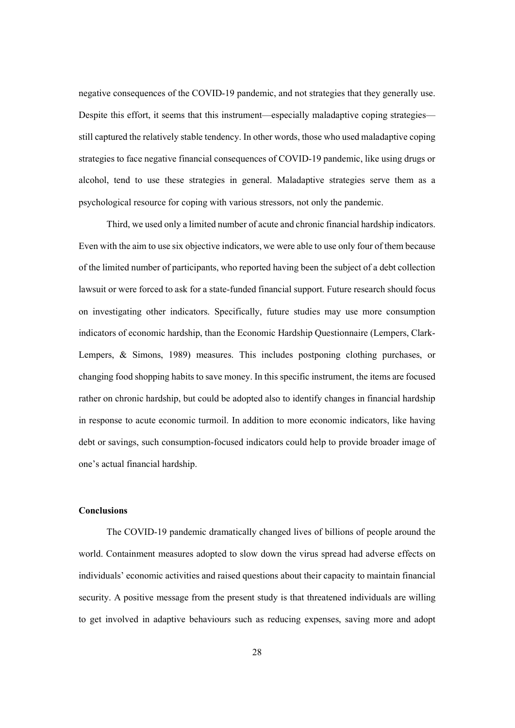negative consequences of the COVID-19 pandemic, and not strategies that they generally use. Despite this effort, it seems that this instrument—especially maladaptive coping strategies—still captured the relatively stable tendency. In other words, those who used maladaptive coping strategies to face negative financial consequences of COVID-19 pandemic, like using drugs or alcohol, tend to use these strategies in general. Maladaptive strategies serve them as a psychological resource for coping with various stressors, not only the pandemic.

Third, we used only a limited number of acute and chronic financial hardship indicators. Even with the aim to use six objective indicators, we were able to use only four of them because of the limited number of participants, who reported having been the subject of a debt collection lawsuit or were forced to ask for a state-funded financial support. Future research should focus on investigating other indicators. Specifically, future studies may use more consumption indicators of economic hardship, than the Economic Hardship Questionnaire (Lempers, Clark-Lempers, & Simons, 1989) measures. This includes postponing clothing purchases, or changing food shopping habits to save money. In this specific instrument, the items are focused rather on chronic hardship, but could be adopted also to identify changes in financial hardship in response to acute economic turmoil. In addition to more economic indicators, like having debt or savings, such consumption-focused indicators could help to provide broader image of one's actual financial hardship.

**Conclusions**

The COVID-19 pandemic dramatically changed lives of billions of people around the world. Containment measures adopted to slow down the virus spread had adverse effects on individuals' economic activities and raised questions about their capacity to maintain financial security. A positive message from the present study is that threatened individuals are willing to get involved in adaptive behaviours such as reducing expenses, saving more and adopt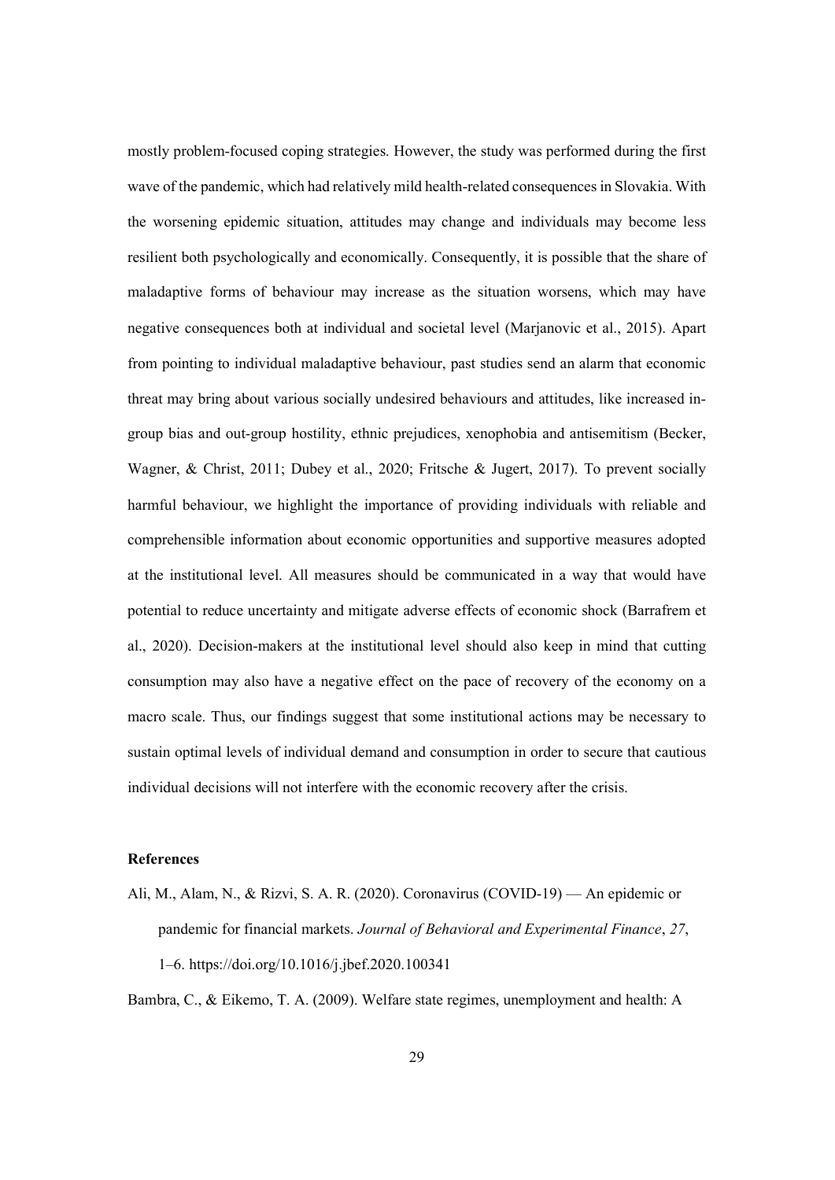mostly problem-focused coping strategies. However, the study was performed during the first wave of the pandemic, which had relatively mild health-related consequences in Slovakia. With the worsening epidemic situation, attitudes may change and individuals may become less resilient both psychologically and economically. Consequently, it is possible that the share of maladaptive forms of behaviour may increase as the situation worsens, which may have negative consequences both at individual and societal level (Marjanovic et al., 2015). Apart from pointing to individual maladaptive behaviour, past studies send an alarm that economic threat may bring about various socially undesired behaviours and attitudes, like increased in-group bias and out-group hostility, ethnic prejudices, xenophobia and antisemitism (Becker, Wagner, & Christ, 2011; Dubey et al., 2020; Fritsche & Jugert, 2017). To prevent socially harmful behaviour, we highlight the importance of providing individuals with reliable and comprehensible information about economic opportunities and supportive measures adopted at the institutional level. All measures should be communicated in a way that would have potential to reduce uncertainty and mitigate adverse effects of economic shock (Barrafrem et al., 2020). Decision-makers at the institutional level should also keep in mind that cutting consumption may also have a negative effect on the pace of recovery of the economy on a macro scale. Thus, our findings suggest that some institutional actions may be necessary to sustain optimal levels of individual demand and consumption in order to secure that cautious individual decisions will not interfere with the economic recovery after the crisis.

**References**

Ali, M., Alam, N., & Rizvi, S. A. R. (2020). Coronavirus (COVID-19) — An epidemic or pandemic for financial markets. *Journal of Behavioral and Experimental Finance*, *27*, 1–6. https://doi.org/10.1016/j.jbef.2020.100341

Bambra, C., & Eikemo, T. A. (2009). Welfare state regimes, unemployment and health: A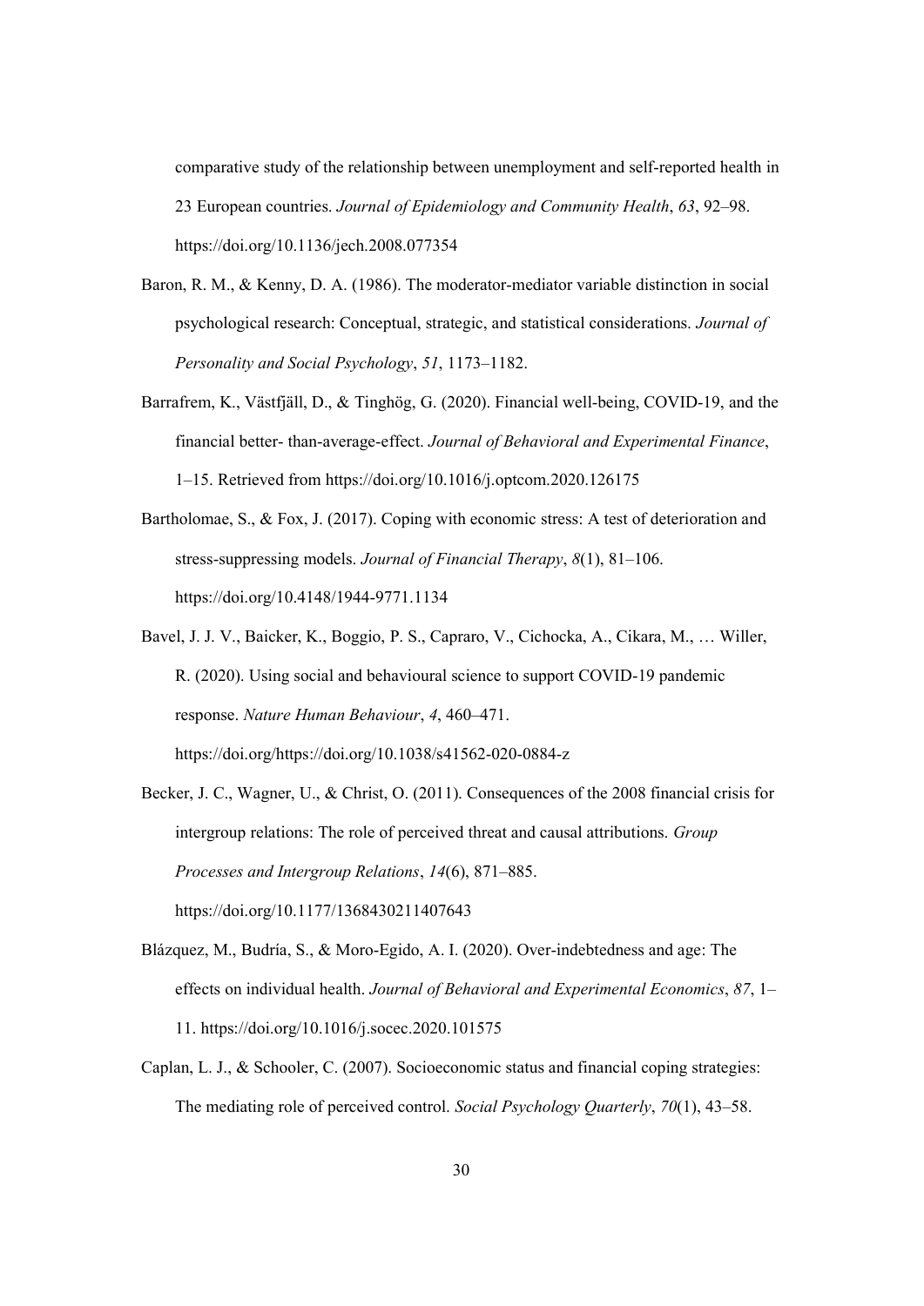comparative study of the relationship between unemployment and self-reported health in 23 European countries. *Journal of Epidemiology and Community Health*, *63*, 92–98. https://doi.org/10.1136/jech.2008.077354

Baron, R. M., & Kenny, D. A. (1986). The moderator-mediator variable distinction in social psychological research: Conceptual, strategic, and statistical considerations. *Journal of Personality and Social Psychology*, *51*, 1173–1182.

Barrafrem, K., Västfjäll, D., & Tinghög, G. (2020). Financial well-being, COVID-19, and the financial better- than-average-effect. *Journal of Behavioral and Experimental Finance*, 1–15. Retrieved from https://doi.org/10.1016/j.optcom.2020.126175

Bartholomae, S., & Fox, J. (2017). Coping with economic stress: A test of deterioration and stress-suppressing models. *Journal of Financial Therapy*, *8*(1), 81–106. https://doi.org/10.4148/1944-9771.1134

Bavel, J. J. V., Baicker, K., Boggio, P. S., Capraro, V., Cichocka, A., Cikara, M., … Willer, R. (2020). Using social and behavioural science to support COVID-19 pandemic response. *Nature Human Behaviour*, *4*, 460–471. https://doi.org/https://doi.org/10.1038/s41562-020-0884-z

Becker, J. C., Wagner, U., & Christ, O. (2011). Consequences of the 2008 financial crisis for intergroup relations: The role of perceived threat and causal attributions. *Group Processes and Intergroup Relations*, *14*(6), 871–885. https://doi.org/10.1177/1368430211407643

Blázquez, M., Budría, S., & Moro-Egido, A. I. (2020). Over-indebtedness and age: The effects on individual health. *Journal of Behavioral and Experimental Economics*, *87*, 1–11. https://doi.org/10.1016/j.socec.2020.101575

Caplan, L. J., & Schooler, C. (2007). Socioeconomic status and financial coping strategies: The mediating role of perceived control. *Social Psychology Quarterly*, *70*(1), 43–58.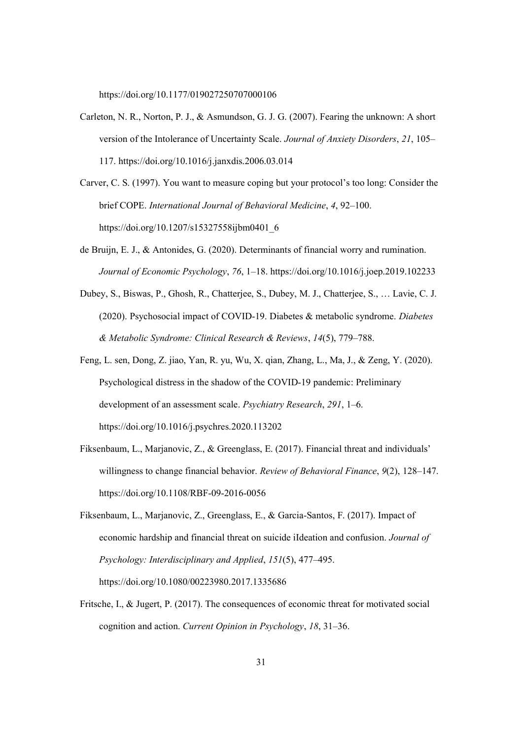https://doi.org/10.1177/019027250707000106

Carleton, N. R., Norton, P. J., & Asmundson, G. J. G. (2007). Fearing the unknown: A short version of the Intolerance of Uncertainty Scale. *Journal of Anxiety Disorders*, *21*, 105–117. https://doi.org/10.1016/j.janxdis.2006.03.014

Carver, C. S. (1997). You want to measure coping but your protocol's too long: Consider the brief COPE. *International Journal of Behavioral Medicine*, *4*, 92–100. https://doi.org/10.1207/s15327558ijbm0401_6

de Bruijn, E. J., & Antonides, G. (2020). Determinants of financial worry and rumination. *Journal of Economic Psychology*, *76*, 1–18. https://doi.org/10.1016/j.joep.2019.102233

Dubey, S., Biswas, P., Ghosh, R., Chatterjee, S., Dubey, M. J., Chatterjee, S., … Lavie, C. J. (2020). Psychosocial impact of COVID-19. Diabetes & metabolic syndrome. *Diabetes & Metabolic Syndrome: Clinical Research & Reviews*, *14*(5), 779–788.

Feng, L. sen, Dong, Z. jiao, Yan, R. yu, Wu, X. qian, Zhang, L., Ma, J., & Zeng, Y. (2020). Psychological distress in the shadow of the COVID-19 pandemic: Preliminary development of an assessment scale. *Psychiatry Research*, *291*, 1–6. https://doi.org/10.1016/j.psychres.2020.113202

Fiksenbaum, L., Marjanovic, Z., & Greenglass, E. (2017). Financial threat and individuals' willingness to change financial behavior. *Review of Behavioral Finance*, *9*(2), 128–147. https://doi.org/10.1108/RBF-09-2016-0056

Fiksenbaum, L., Marjanovic, Z., Greenglass, E., & Garcia-Santos, F. (2017). Impact of economic hardship and financial threat on suicide iIdeation and confusion. *Journal of Psychology: Interdisciplinary and Applied*, *151*(5), 477–495. https://doi.org/10.1080/00223980.2017.1335686

Fritsche, I., & Jugert, P. (2017). The consequences of economic threat for motivated social cognition and action. *Current Opinion in Psychology*, *18*, 31–36.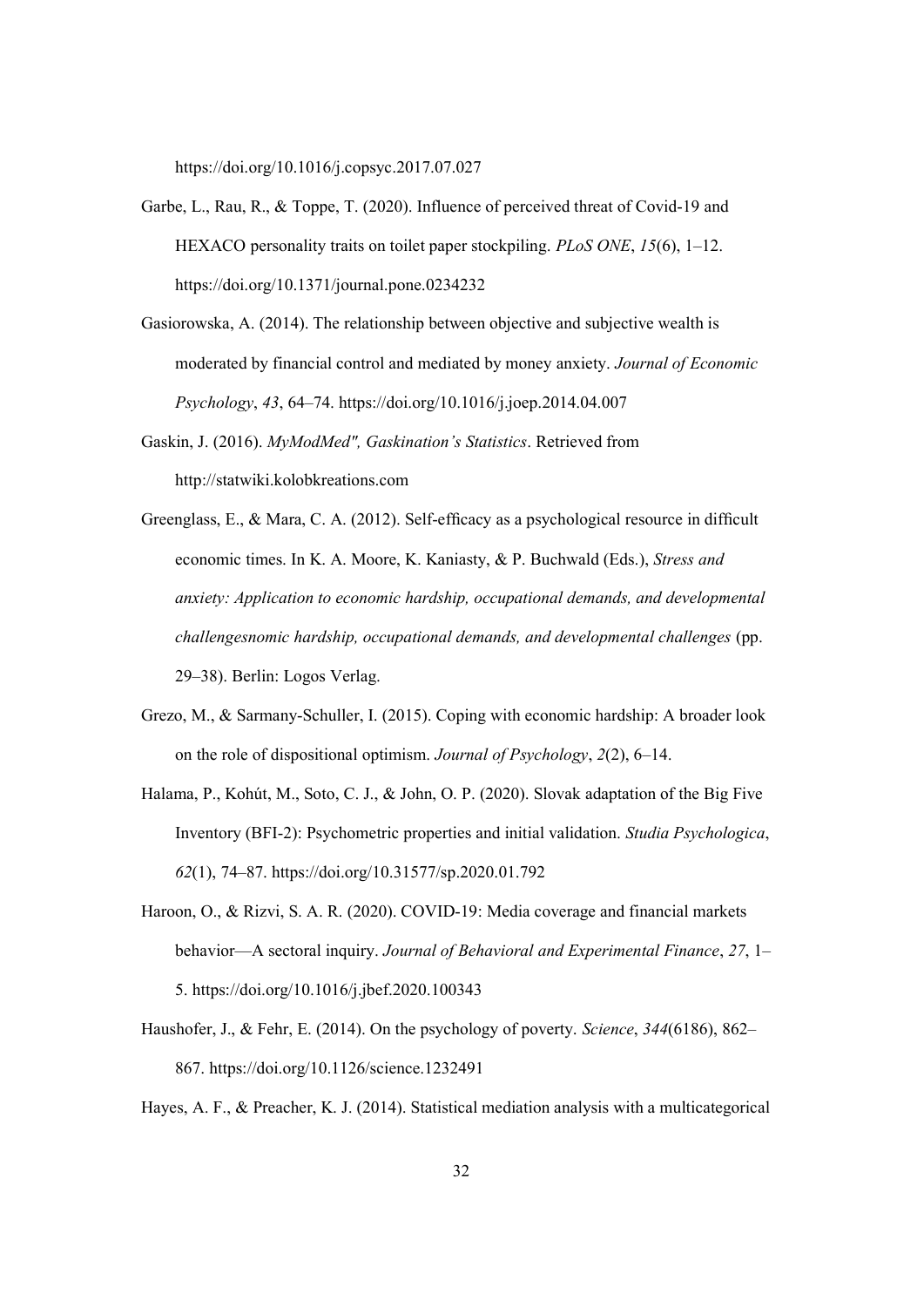https://doi.org/10.1016/j.copsyc.2017.07.027

Garbe, L., Rau, R., & Toppe, T. (2020). Influence of perceived threat of Covid-19 and HEXACO personality traits on toilet paper stockpiling. *PLoS ONE*, *15*(6), 1–12. https://doi.org/10.1371/journal.pone.0234232

Gasiorowska, A. (2014). The relationship between objective and subjective wealth is moderated by financial control and mediated by money anxiety. *Journal of Economic Psychology*, *43*, 64–74. https://doi.org/10.1016/j.joep.2014.04.007

Gaskin, J. (2016). *MyModMed", Gaskination's Statistics*. Retrieved from http://statwiki.kolobkreations.com

Greenglass, E., & Mara, C. A. (2012). Self-efficacy as a psychological resource in difficult economic times. In K. A. Moore, K. Kaniasty, & P. Buchwald (Eds.), *Stress and anxiety: Application to economic hardship, occupational demands, and developmental challengesnomic hardship, occupational demands, and developmental challenges* (pp. 29–38). Berlin: Logos Verlag.

Grezo, M., & Sarmany-Schuller, I. (2015). Coping with economic hardship: A broader look on the role of dispositional optimism. *Journal of Psychology*, *2*(2), 6–14.

Halama, P., Kohút, M., Soto, C. J., & John, O. P. (2020). Slovak adaptation of the Big Five Inventory (BFI-2): Psychometric properties and initial validation. *Studia Psychologica*, *62*(1), 74–87. https://doi.org/10.31577/sp.2020.01.792

Haroon, O., & Rizvi, S. A. R. (2020). COVID-19: Media coverage and financial markets behavior—A sectoral inquiry. *Journal of Behavioral and Experimental Finance*, *27*, 1–5. https://doi.org/10.1016/j.jbef.2020.100343

Haushofer, J., & Fehr, E. (2014). On the psychology of poverty. *Science*, *344*(6186), 862–867. https://doi.org/10.1126/science.1232491

Hayes, A. F., & Preacher, K. J. (2014). Statistical mediation analysis with a multicategorical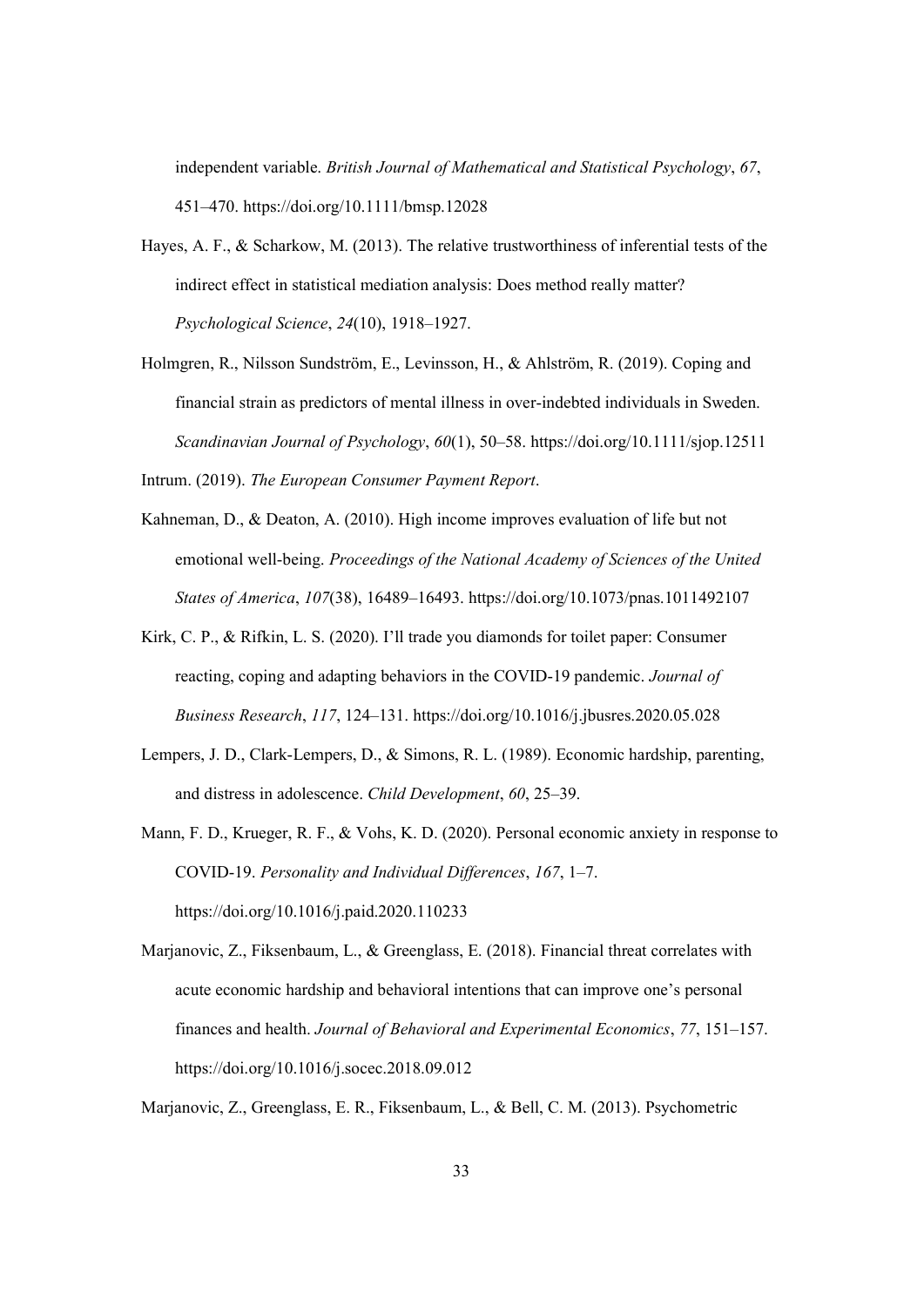independent variable. *British Journal of Mathematical and Statistical Psychology*, *67*, 451–470. https://doi.org/10.1111/bmsp.12028

Hayes, A. F., & Scharkow, M. (2013). The relative trustworthiness of inferential tests of the indirect effect in statistical mediation analysis: Does method really matter? *Psychological Science*, *24*(10), 1918–1927.

Holmgren, R., Nilsson Sundström, E., Levinsson, H., & Ahlström, R. (2019). Coping and financial strain as predictors of mental illness in over-indebted individuals in Sweden. *Scandinavian Journal of Psychology*, *60*(1), 50–58. https://doi.org/10.1111/sjop.12511

Intrum. (2019). *The European Consumer Payment Report*.

Kahneman, D., & Deaton, A. (2010). High income improves evaluation of life but not emotional well-being. *Proceedings of the National Academy of Sciences of the United States of America*, *107*(38), 16489–16493. https://doi.org/10.1073/pnas.1011492107

Kirk, C. P., & Rifkin, L. S. (2020). I'll trade you diamonds for toilet paper: Consumer reacting, coping and adapting behaviors in the COVID-19 pandemic. *Journal of Business Research*, *117*, 124–131. https://doi.org/10.1016/j.jbusres.2020.05.028

Lempers, J. D., Clark-Lempers, D., & Simons, R. L. (1989). Economic hardship, parenting, and distress in adolescence. *Child Development*, *60*, 25–39.

Mann, F. D., Krueger, R. F., & Vohs, K. D. (2020). Personal economic anxiety in response to COVID-19. *Personality and Individual Differences*, *167*, 1–7. https://doi.org/10.1016/j.paid.2020.110233

Marjanovic, Z., Fiksenbaum, L., & Greenglass, E. (2018). Financial threat correlates with acute economic hardship and behavioral intentions that can improve one's personal finances and health. *Journal of Behavioral and Experimental Economics*, *77*, 151–157. https://doi.org/10.1016/j.socec.2018.09.012

Marjanovic, Z., Greenglass, E. R., Fiksenbaum, L., & Bell, C. M. (2013). Psychometric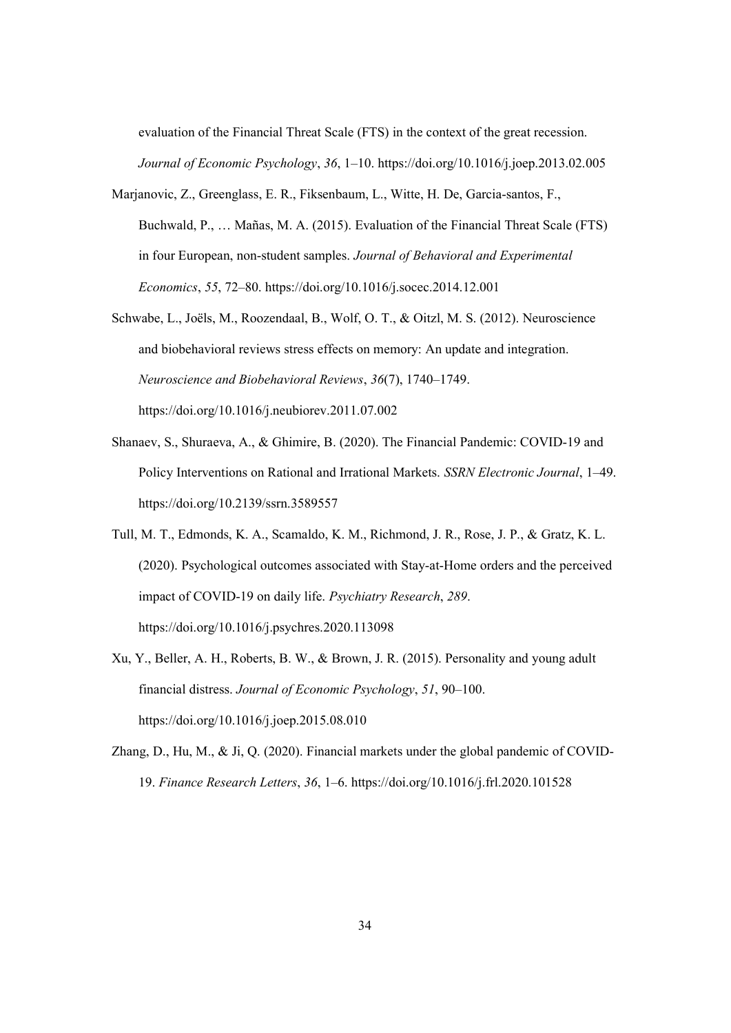evaluation of the Financial Threat Scale (FTS) in the context of the great recession. *Journal of Economic Psychology*, *36*, 1–10. https://doi.org/10.1016/j.joep.2013.02.005

Marjanovic, Z., Greenglass, E. R., Fiksenbaum, L., Witte, H. De, Garcia-santos, F., Buchwald, P., … Mañas, M. A. (2015). Evaluation of the Financial Threat Scale (FTS) in four European, non-student samples. *Journal of Behavioral and Experimental Economics*, *55*, 72–80. https://doi.org/10.1016/j.socec.2014.12.001

Schwabe, L., Joëls, M., Roozendaal, B., Wolf, O. T., & Oitzl, M. S. (2012). Neuroscience and biobehavioral reviews stress effects on memory: An update and integration. *Neuroscience and Biobehavioral Reviews*, *36*(7), 1740–1749. https://doi.org/10.1016/j.neubiorev.2011.07.002

Shanaev, S., Shuraeva, A., & Ghimire, B. (2020). The Financial Pandemic: COVID-19 and Policy Interventions on Rational and Irrational Markets. *SSRN Electronic Journal*, 1–49. https://doi.org/10.2139/ssrn.3589557

Tull, M. T., Edmonds, K. A., Scamaldo, K. M., Richmond, J. R., Rose, J. P., & Gratz, K. L. (2020). Psychological outcomes associated with Stay-at-Home orders and the perceived impact of COVID-19 on daily life. *Psychiatry Research*, *289*. https://doi.org/10.1016/j.psychres.2020.113098

Xu, Y., Beller, A. H., Roberts, B. W., & Brown, J. R. (2015). Personality and young adult financial distress. *Journal of Economic Psychology*, *51*, 90–100. https://doi.org/10.1016/j.joep.2015.08.010

Zhang, D., Hu, M., & Ji, Q. (2020). Financial markets under the global pandemic of COVID-19. *Finance Research Letters*, *36*, 1–6. https://doi.org/10.1016/j.frl.2020.101528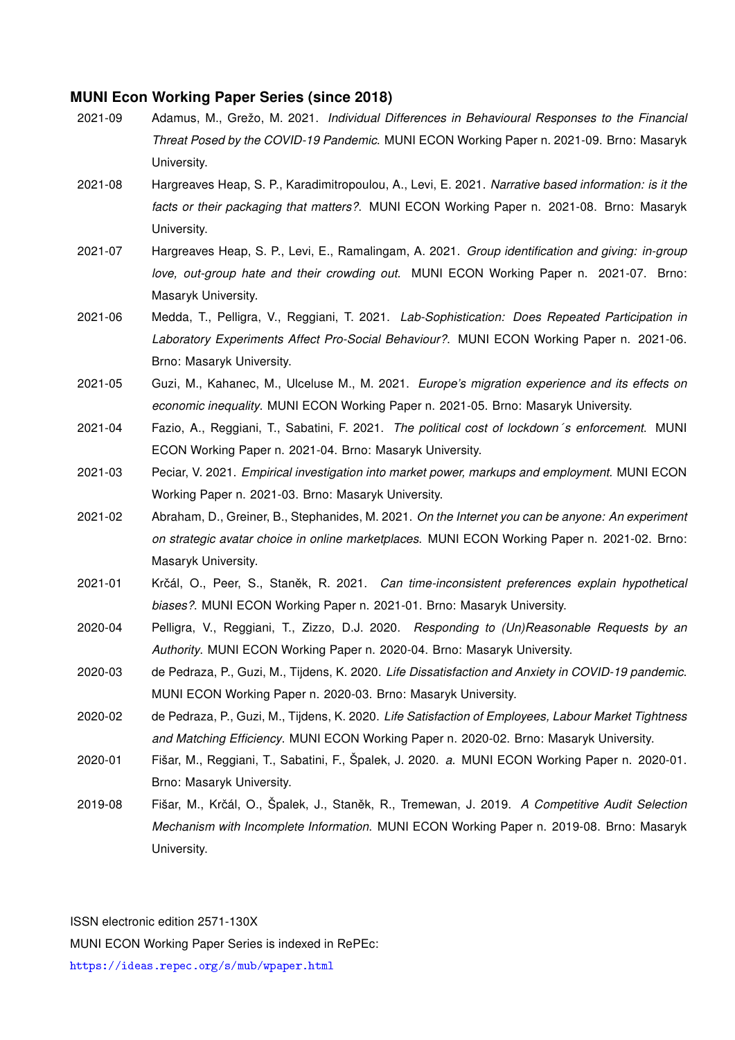### MUNI Econ Working Paper Series (since 2018)

2021-09 Adamus, M., Grežo, M. 2021. *Individual Differences in Behavioural Responses to the Financial Threat Posed by the COVID-19 Pandemic*. MUNI ECON Working Paper n. 2021-09. Brno: Masaryk University.

2021-08 Hargreaves Heap, S. P., Karadimitropoulou, A., Levi, E. 2021. *Narrative based information: is it the facts or their packaging that matters?*. MUNI ECON Working Paper n. 2021-08. Brno: Masaryk University.

2021-07 Hargreaves Heap, S. P., Levi, E., Ramalingam, A. 2021. *Group identification and giving: in-group love, out-group hate and their crowding out*. MUNI ECON Working Paper n. 2021-07. Brno: Masaryk University.

2021-06 Medda, T., Pelligra, V., Reggiani, T. 2021. *Lab-Sophistication: Does Repeated Participation in Laboratory Experiments Affect Pro-Social Behaviour?*. MUNI ECON Working Paper n. 2021-06. Brno: Masaryk University.

2021-05 Guzi, M., Kahanec, M., Ulceluse M., M. 2021. *Europe's migration experience and its effects on economic inequality*. MUNI ECON Working Paper n. 2021-05. Brno: Masaryk University.

2021-04 Fazio, A., Reggiani, T., Sabatini, F. 2021. *The political cost of lockdown´s enforcement*. MUNI ECON Working Paper n. 2021-04. Brno: Masaryk University.

2021-03 Peciar, V. 2021. *Empirical investigation into market power, markups and employment*. MUNI ECON Working Paper n. 2021-03. Brno: Masaryk University.

2021-02 Abraham, D., Greiner, B., Stephanides, M. 2021. *On the Internet you can be anyone: An experiment on strategic avatar choice in online marketplaces*. MUNI ECON Working Paper n. 2021-02. Brno: Masaryk University.

2021-01 Krčál, O., Peer, S., Staněk, R. 2021. *Can time-inconsistent preferences explain hypothetical biases?*. MUNI ECON Working Paper n. 2021-01. Brno: Masaryk University.

2020-04 Pelligra, V., Reggiani, T., Zizzo, D.J. 2020. *Responding to (Un)Reasonable Requests by an Authority*. MUNI ECON Working Paper n. 2020-04. Brno: Masaryk University.

2020-03 de Pedraza, P., Guzi, M., Tijdens, K. 2020. *Life Dissatisfaction and Anxiety in COVID-19 pandemic*. MUNI ECON Working Paper n. 2020-03. Brno: Masaryk University.

2020-02 de Pedraza, P., Guzi, M., Tijdens, K. 2020. *Life Satisfaction of Employees, Labour Market Tightness and Matching Efficiency*. MUNI ECON Working Paper n. 2020-02. Brno: Masaryk University.

2020-01 Fišar, M., Reggiani, T., Sabatini, F., Špalek, J. 2020. *a*. MUNI ECON Working Paper n. 2020-01. Brno: Masaryk University.

2019-08 Fišar, M., Krčál, O., Špalek, J., Staněk, R., Tremewan, J. 2019. *A Competitive Audit Selection Mechanism with Incomplete Information*. MUNI ECON Working Paper n. 2019-08. Brno: Masaryk University.

ISSN electronic edition 2571-130X

MUNI ECON Working Paper Series is indexed in RePEc:

https://ideas.repec.org/s/mub/wpaper.html